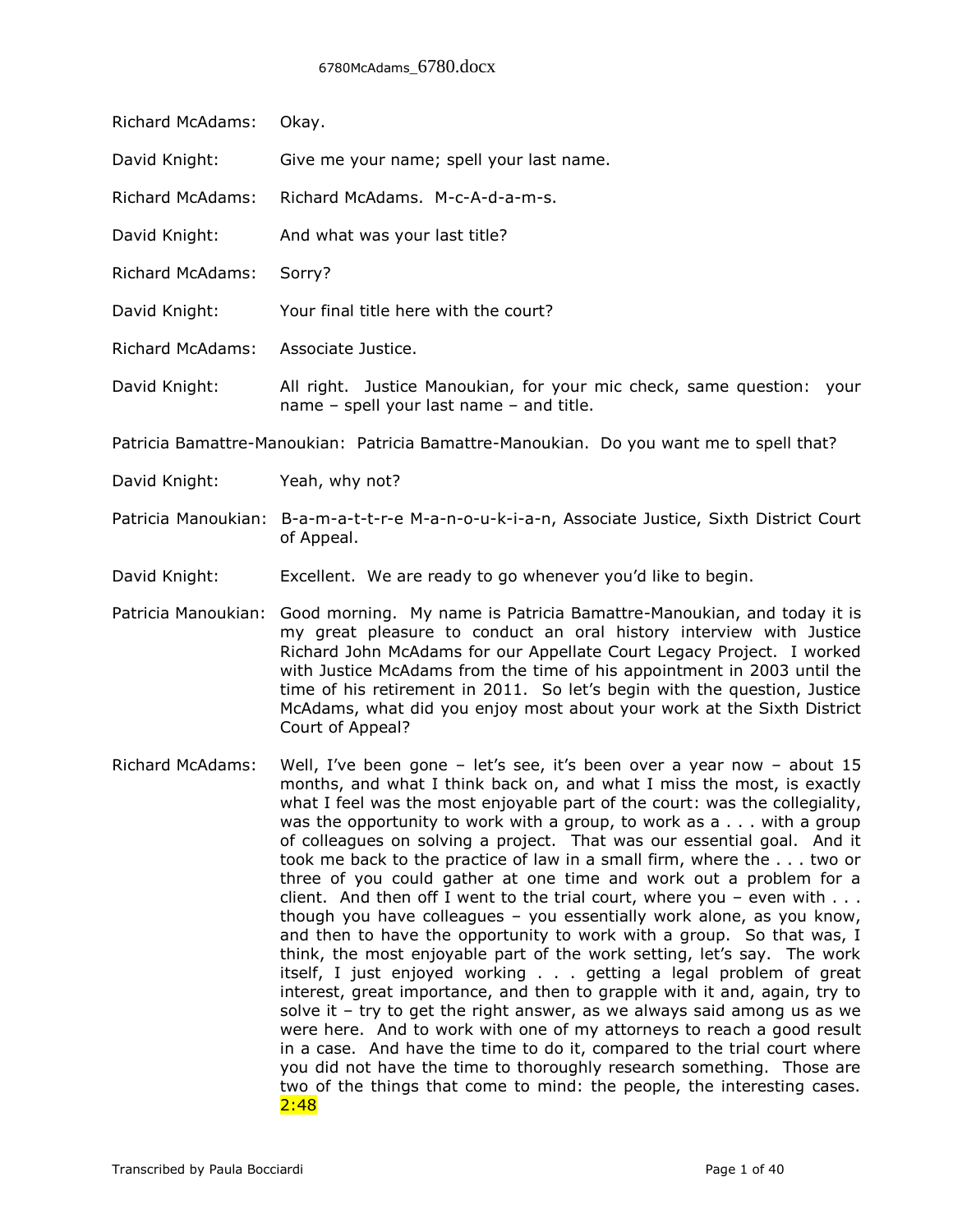Richard McAdams: Okay.

David Knight: Give me your name; spell your last name.

Richard McAdams: Richard McAdams. M-c-A-d-a-m-s.

David Knight: And what was your last title?

Richard McAdams: Sorry?

David Knight: Your final title here with the court?

Richard McAdams: Associate Justice.

David Knight: All right. Justice Manoukian, for your mic check, same question: your name – spell your last name – and title.

Patricia Bamattre-Manoukian: Patricia Bamattre-Manoukian. Do you want me to spell that?

David Knight: Yeah, why not?

Patricia Manoukian: B-a-m-a-t-t-r-e M-a-n-o-u-k-i-a-n, Associate Justice, Sixth District Court of Appeal.

David Knight: Excellent. We are ready to go whenever you'd like to begin.

Patricia Manoukian: Good morning. My name is Patricia Bamattre-Manoukian, and today it is my great pleasure to conduct an oral history interview with Justice Richard John McAdams for our Appellate Court Legacy Project. I worked with Justice McAdams from the time of his appointment in 2003 until the time of his retirement in 2011. So let's begin with the question, Justice McAdams, what did you enjoy most about your work at the Sixth District Court of Appeal?

Richard McAdams: Well, I've been gone – let's see, it's been over a year now – about 15 months, and what I think back on, and what I miss the most, is exactly what I feel was the most enjoyable part of the court: was the collegiality, was the opportunity to work with a group, to work as a . . . with a group of colleagues on solving a project. That was our essential goal. And it took me back to the practice of law in a small firm, where the . . . two or three of you could gather at one time and work out a problem for a client. And then off I went to the trial court, where you – even with . . . though you have colleagues – you essentially work alone, as you know, and then to have the opportunity to work with a group. So that was, I think, the most enjoyable part of the work setting, let's say. The work itself, I just enjoyed working . . . getting a legal problem of great interest, great importance, and then to grapple with it and, again, try to solve it – try to get the right answer, as we always said among us as we were here. And to work with one of my attorneys to reach a good result in a case. And have the time to do it, compared to the trial court where you did not have the time to thoroughly research something. Those are two of the things that come to mind: the people, the interesting cases. 2:48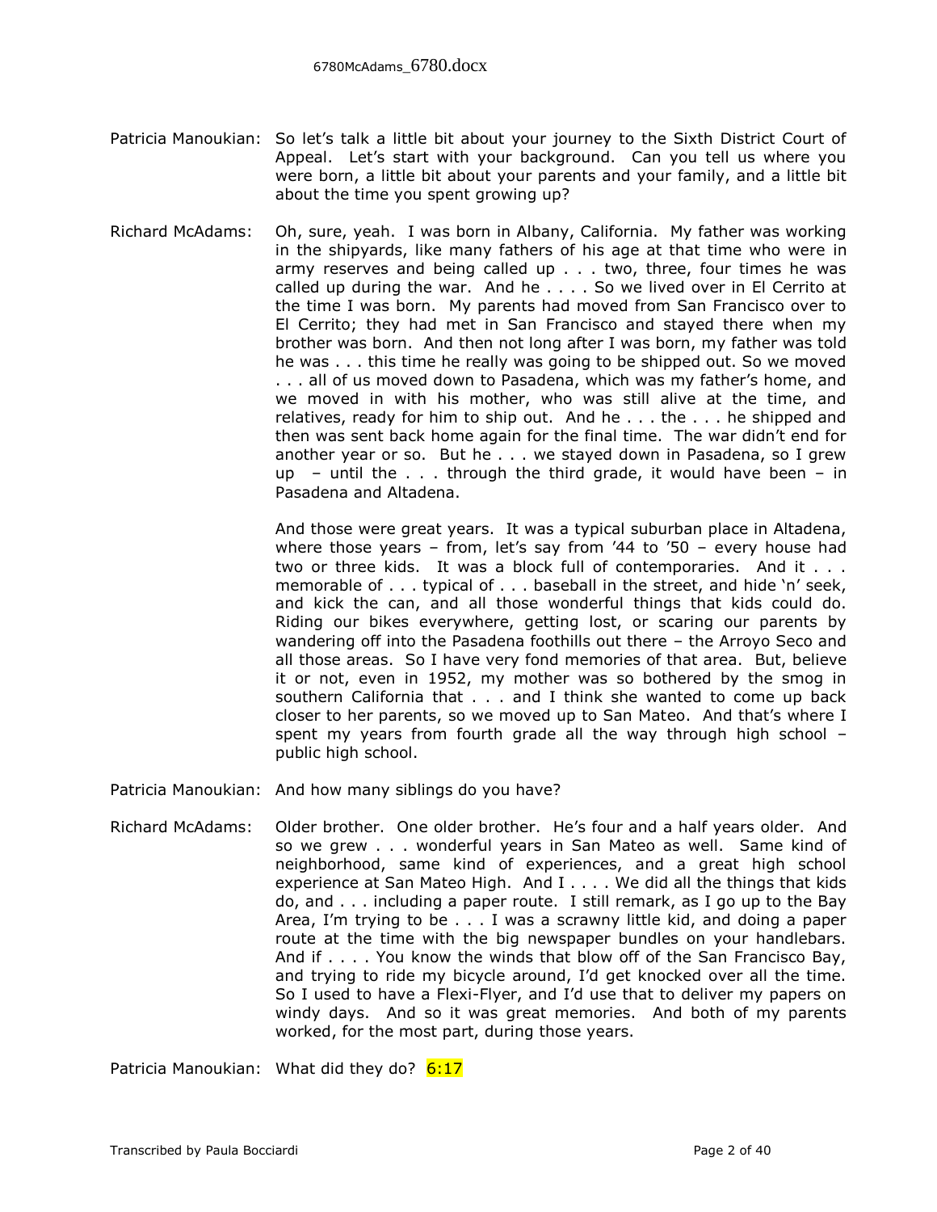Patricia Manoukian: So let's talk a little bit about your journey to the Sixth District Court of Appeal. Let's start with your background. Can you tell us where you were born, a little bit about your parents and your family, and a little bit about the time you spent growing up?

Richard McAdams: Oh, sure, yeah. I was born in Albany, California. My father was working in the shipyards, like many fathers of his age at that time who were in army reserves and being called up . . . two, three, four times he was called up during the war. And he . . . . So we lived over in El Cerrito at the time I was born. My parents had moved from San Francisco over to El Cerrito; they had met in San Francisco and stayed there when my brother was born. And then not long after I was born, my father was told he was . . . this time he really was going to be shipped out. So we moved . . . all of us moved down to Pasadena, which was my father's home, and we moved in with his mother, who was still alive at the time, and relatives, ready for him to ship out. And he . . . the . . . he shipped and then was sent back home again for the final time. The war didn't end for another year or so. But he . . . we stayed down in Pasadena, so I grew up – until the . . . through the third grade, it would have been – in Pasadena and Altadena.

And those were great years. It was a typical suburban place in Altadena, where those years – from, let's say from '44 to '50 – every house had two or three kids. It was a block full of contemporaries. And it . . . memorable of . . . typical of . . . baseball in the street, and hide 'n' seek, and kick the can, and all those wonderful things that kids could do. Riding our bikes everywhere, getting lost, or scaring our parents by wandering off into the Pasadena foothills out there – the Arroyo Seco and all those areas. So I have very fond memories of that area. But, believe it or not, even in 1952, my mother was so bothered by the smog in southern California that . . . and I think she wanted to come up back closer to her parents, so we moved up to San Mateo. And that's where I spent my years from fourth grade all the way through high school – public high school.

Patricia Manoukian: And how many siblings do you have?

Richard McAdams: Older brother. One older brother. He's four and a half years older. And so we grew . . . wonderful years in San Mateo as well. Same kind of neighborhood, same kind of experiences, and a great high school experience at San Mateo High. And I . . . . We did all the things that kids do, and . . . including a paper route. I still remark, as I go up to the Bay Area, I'm trying to be . . . I was a scrawny little kid, and doing a paper route at the time with the big newspaper bundles on your handlebars. And if . . . . You know the winds that blow off of the San Francisco Bay, and trying to ride my bicycle around, I'd get knocked over all the time. So I used to have a Flexi-Flyer, and I'd use that to deliver my papers on windy days. And so it was great memories. And both of my parents worked, for the most part, during those years.

Patricia Manoukian: What did they do? 6:17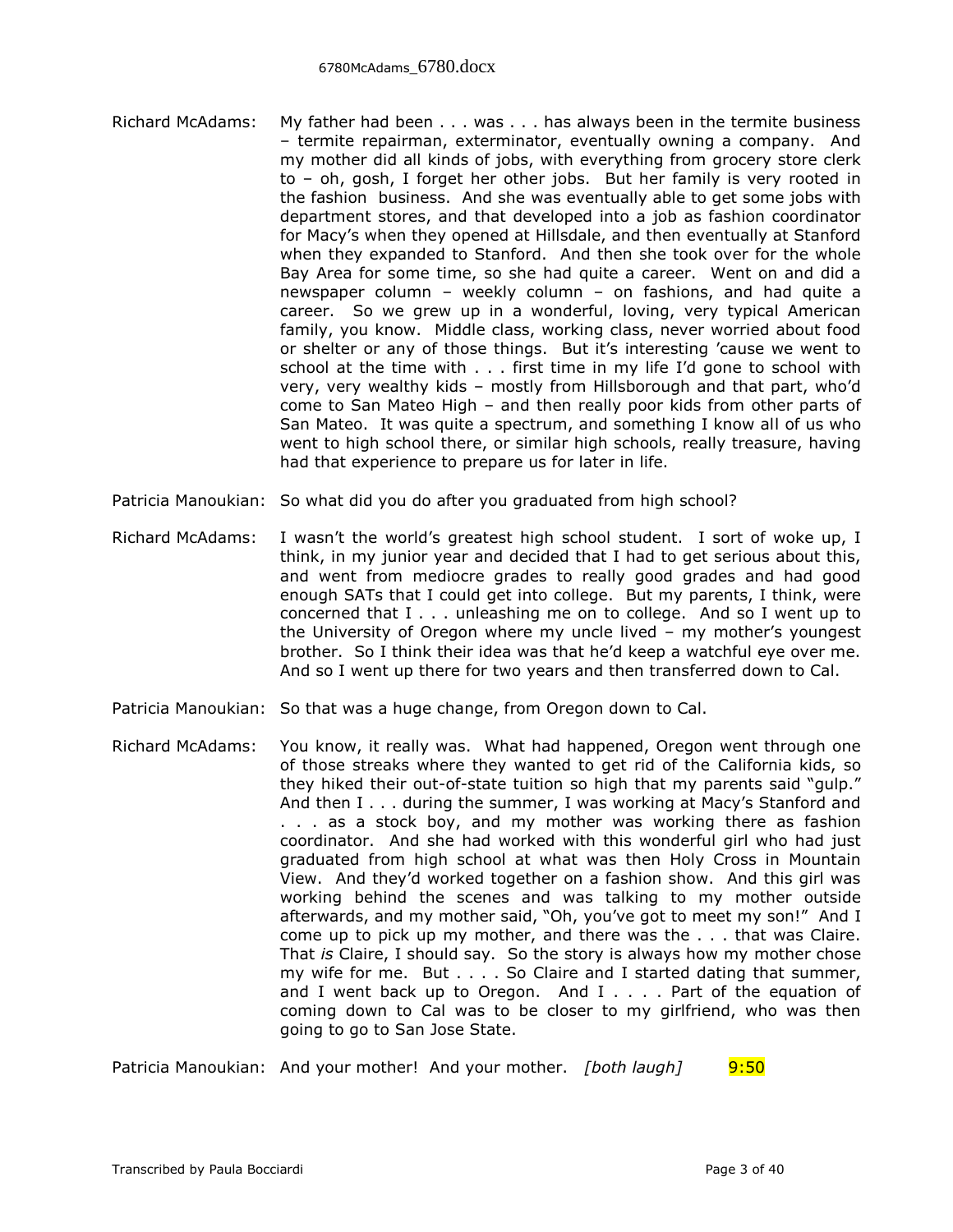**Richard McAdams:** My father had been . . . was . . . has always been in the termite business – termite repairman, exterminator, eventually owning a company. And my mother did all kinds of jobs, with everything from grocery store clerk to – oh, gosh, I forget her other jobs. But her family is very rooted in the fashion business. And she was eventually able to get some jobs with department stores, and that developed into a job as fashion coordinator for Macy's when they opened at Hillsdale, and then eventually at Stanford when they expanded to Stanford. And then she took over for the whole Bay Area for some time, so she had quite a career. Went on and did a newspaper column – weekly column – on fashions, and had quite a career. So we grew up in a wonderful, loving, very typical American family, you know. Middle class, working class, never worried about food or shelter or any of those things. But it's interesting 'cause we went to school at the time with . . . first time in my life I'd gone to school with very, very wealthy kids – mostly from Hillsborough and that part, who'd come to San Mateo High – and then really poor kids from other parts of San Mateo. It was quite a spectrum, and something I know all of us who went to high school there, or similar high schools, really treasure, having had that experience to prepare us for later in life.

**Patricia Manoukian:** So what did you do after you graduated from high school?

**Richard McAdams:** I wasn't the world's greatest high school student. I sort of woke up, I think, in my junior year and decided that I had to get serious about this, and went from mediocre grades to really good grades and had good enough SATs that I could get into college. But my parents, I think, were concerned that I . . . unleashing me on to college. And so I went up to the University of Oregon where my uncle lived – my mother's youngest brother. So I think their idea was that he'd keep a watchful eye over me. And so I went up there for two years and then transferred down to Cal.

**Patricia Manoukian:** So that was a huge change, from Oregon down to Cal.

**Richard McAdams:** You know, it really was. What had happened, Oregon went through one of those streaks where they wanted to get rid of the California kids, so they hiked their out-of-state tuition so high that my parents said "gulp." And then I . . . during the summer, I was working at Macy's Stanford and . . . as a stock boy, and my mother was working there as fashion coordinator. And she had worked with this wonderful girl who had just graduated from high school at what was then Holy Cross in Mountain View. And they'd worked together on a fashion show. And this girl was working behind the scenes and was talking to my mother outside afterwards, and my mother said, "Oh, you've got to meet my son!" And I come up to pick up my mother, and there was the . . . that was Claire. That *is* Claire, I should say. So the story is always how my mother chose my wife for me. But . . . . So Claire and I started dating that summer, and I went back up to Oregon. And I . . . . Part of the equation of coming down to Cal was to be closer to my girlfriend, who was then going to go to San Jose State.

**Patricia Manoukian:** And your mother! And your mother. *[both laugh]* 9:50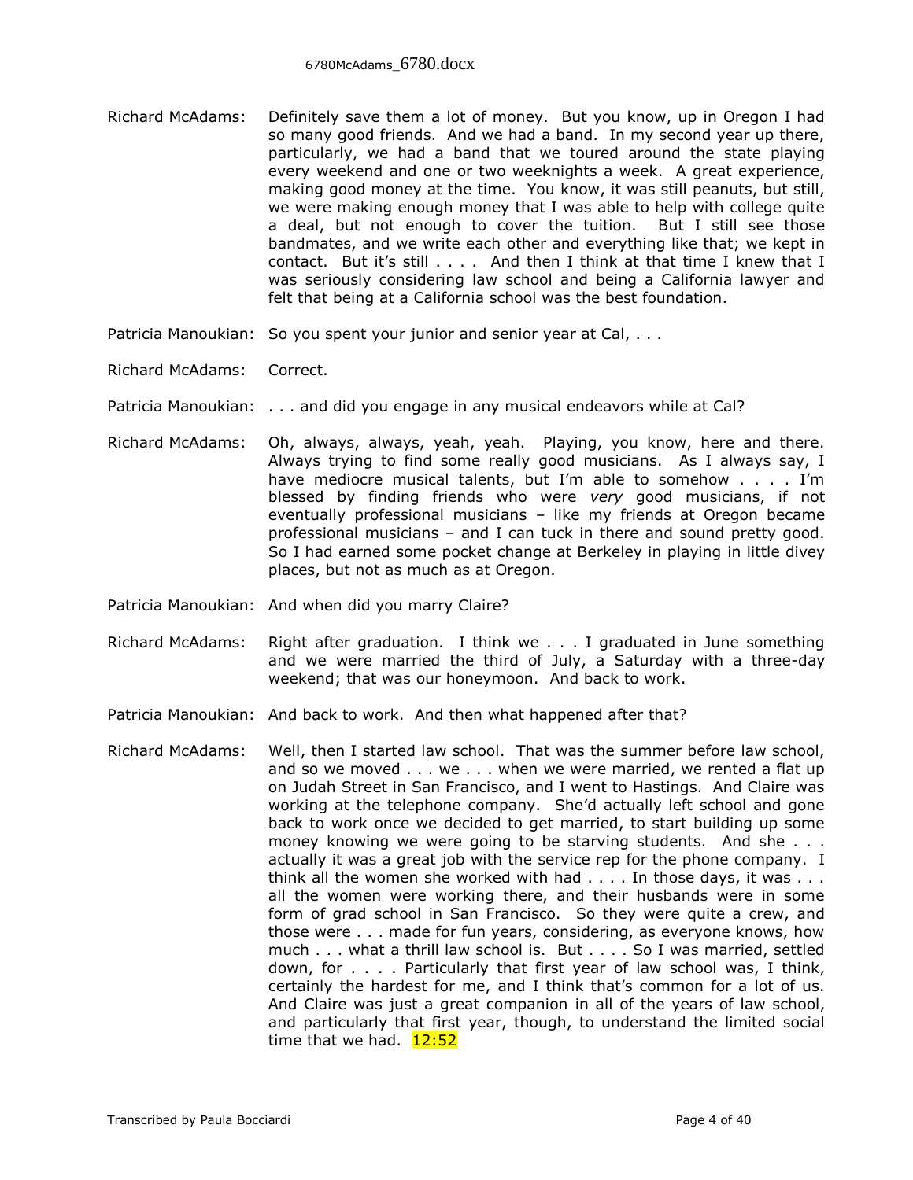Richard McAdams: Definitely save them a lot of money. But you know, up in Oregon I had so many good friends. And we had a band. In my second year up there, particularly, we had a band that we toured around the state playing every weekend and one or two weeknights a week. A great experience, making good money at the time. You know, it was still peanuts, but still, we were making enough money that I was able to help with college quite a deal, but not enough to cover the tuition. But I still see those bandmates, and we write each other and everything like that; we kept in contact. But it's still . . . . And then I think at that time I knew that I was seriously considering law school and being a California lawyer and felt that being at a California school was the best foundation.

Patricia Manoukian: So you spent your junior and senior year at Cal, . . .

Richard McAdams: Correct.

Patricia Manoukian: . . . and did you engage in any musical endeavors while at Cal?

Richard McAdams: Oh, always, always, yeah, yeah. Playing, you know, here and there. Always trying to find some really good musicians. As I always say, I have mediocre musical talents, but I'm able to somehow . . . . I'm blessed by finding friends who were *very* good musicians, if not eventually professional musicians – like my friends at Oregon became professional musicians – and I can tuck in there and sound pretty good. So I had earned some pocket change at Berkeley in playing in little divey places, but not as much as at Oregon.

Patricia Manoukian: And when did you marry Claire?

Richard McAdams: Right after graduation. I think we . . . I graduated in June something and we were married the third of July, a Saturday with a three-day weekend; that was our honeymoon. And back to work.

Patricia Manoukian: And back to work. And then what happened after that?

Richard McAdams: Well, then I started law school. That was the summer before law school, and so we moved . . . we . . . when we were married, we rented a flat up on Judah Street in San Francisco, and I went to Hastings. And Claire was working at the telephone company. She'd actually left school and gone back to work once we decided to get married, to start building up some money knowing we were going to be starving students. And she . . . actually it was a great job with the service rep for the phone company. I think all the women she worked with had . . . . In those days, it was . . . all the women were working there, and their husbands were in some form of grad school in San Francisco. So they were quite a crew, and those were . . . made for fun years, considering, as everyone knows, how much . . . what a thrill law school is. But . . . . So I was married, settled down, for . . . . Particularly that first year of law school was, I think, certainly the hardest for me, and I think that's common for a lot of us. And Claire was just a great companion in all of the years of law school, and particularly that first year, though, to understand the limited social time that we had. 12:52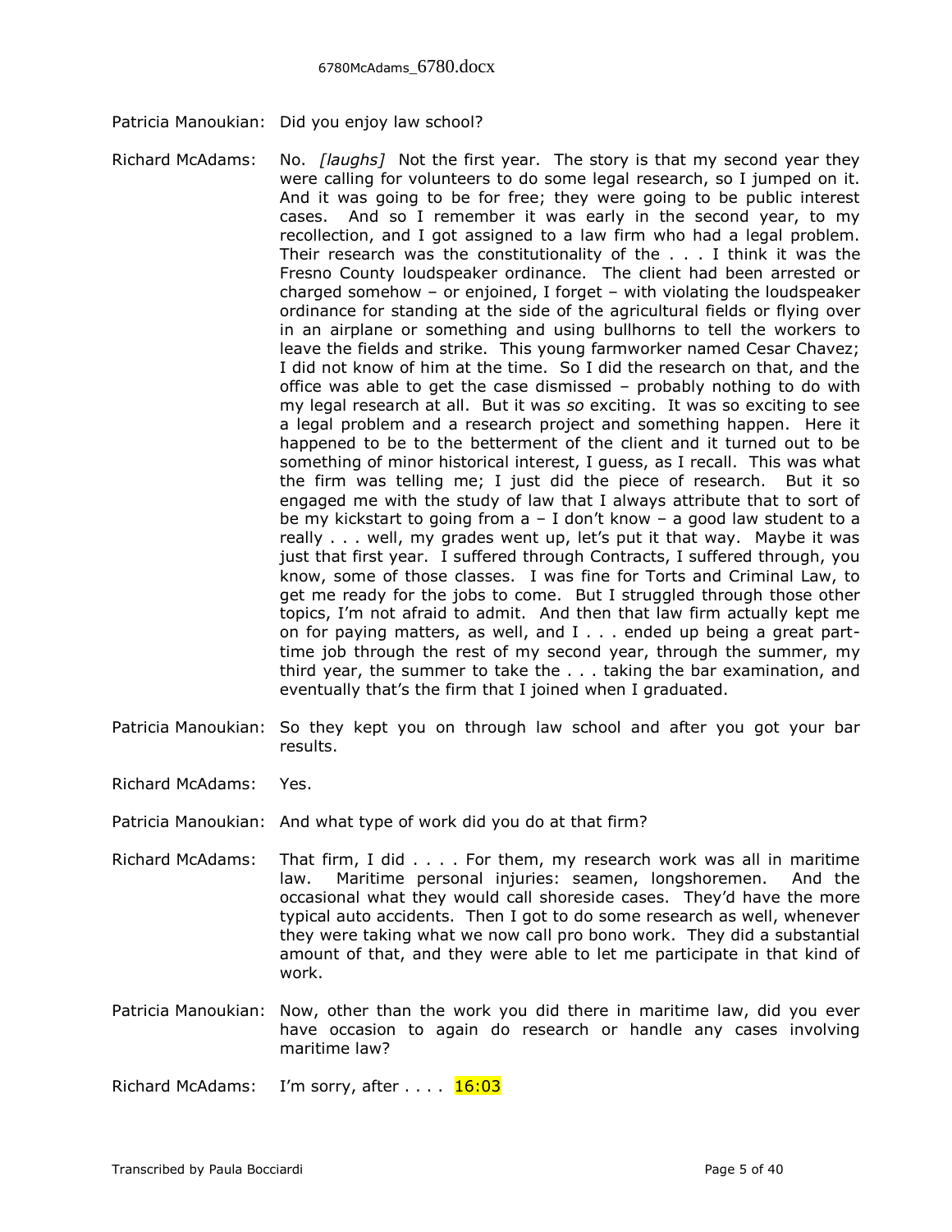Patricia Manoukian: Did you enjoy law school?

Richard McAdams: No. *[laughs]* Not the first year. The story is that my second year they were calling for volunteers to do some legal research, so I jumped on it. And it was going to be for free; they were going to be public interest cases. And so I remember it was early in the second year, to my recollection, and I got assigned to a law firm who had a legal problem. Their research was the constitutionality of the . . . I think it was the Fresno County loudspeaker ordinance. The client had been arrested or charged somehow – or enjoined, I forget – with violating the loudspeaker ordinance for standing at the side of the agricultural fields or flying over in an airplane or something and using bullhorns to tell the workers to leave the fields and strike. This young farmworker named Cesar Chavez; I did not know of him at the time. So I did the research on that, and the office was able to get the case dismissed – probably nothing to do with my legal research at all. But it was *so* exciting. It was so exciting to see a legal problem and a research project and something happen. Here it happened to be to the betterment of the client and it turned out to be something of minor historical interest, I guess, as I recall. This was what the firm was telling me; I just did the piece of research. But it so engaged me with the study of law that I always attribute that to sort of be my kickstart to going from a – I don't know – a good law student to a really . . . well, my grades went up, let's put it that way. Maybe it was just that first year. I suffered through Contracts, I suffered through, you know, some of those classes. I was fine for Torts and Criminal Law, to get me ready for the jobs to come. But I struggled through those other topics, I'm not afraid to admit. And then that law firm actually kept me on for paying matters, as well, and I . . . ended up being a great part-time job through the rest of my second year, through the summer, my third year, the summer to take the . . . taking the bar examination, and eventually that's the firm that I joined when I graduated.

Patricia Manoukian: So they kept you on through law school and after you got your bar results.

Richard McAdams: Yes.

Patricia Manoukian: And what type of work did you do at that firm?

Richard McAdams: That firm, I did . . . . For them, my research work was all in maritime law. Maritime personal injuries: seamen, longshoremen. And the occasional what they would call shoreside cases. They'd have the more typical auto accidents. Then I got to do some research as well, whenever they were taking what we now call pro bono work. They did a substantial amount of that, and they were able to let me participate in that kind of work.

Patricia Manoukian: Now, other than the work you did there in maritime law, did you ever have occasion to again do research or handle any cases involving maritime law?

Richard McAdams: I'm sorry, after . . . . 16:03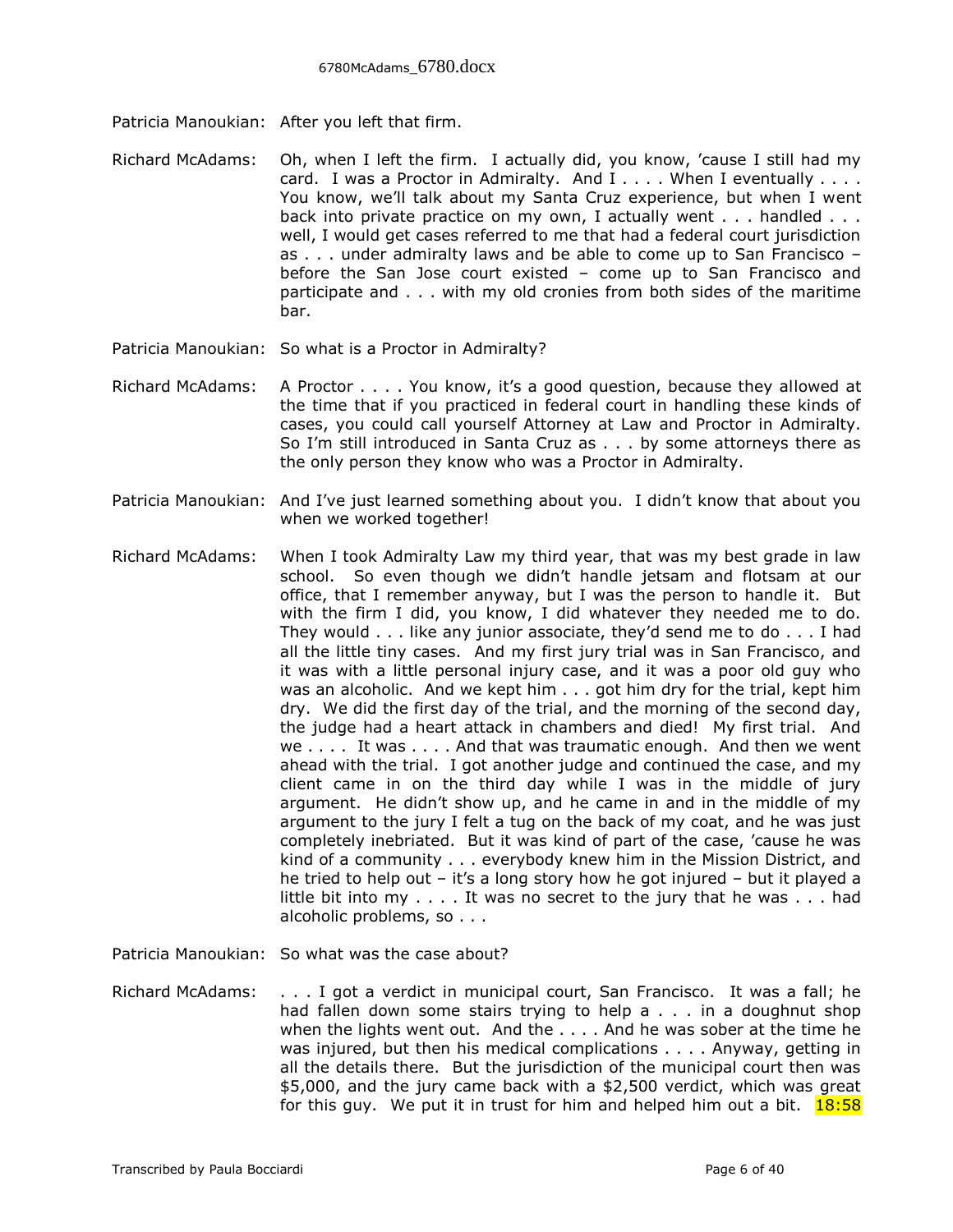Patricia Manoukian: After you left that firm.

Richard McAdams: Oh, when I left the firm. I actually did, you know, 'cause I still had my card. I was a Proctor in Admiralty. And I . . . . When I eventually . . . . You know, we'll talk about my Santa Cruz experience, but when I went back into private practice on my own, I actually went . . . handled . . . well, I would get cases referred to me that had a federal court jurisdiction as . . . under admiralty laws and be able to come up to San Francisco – before the San Jose court existed – come up to San Francisco and participate and . . . with my old cronies from both sides of the maritime bar.

Patricia Manoukian: So what is a Proctor in Admiralty?

Richard McAdams: A Proctor . . . . You know, it's a good question, because they allowed at the time that if you practiced in federal court in handling these kinds of cases, you could call yourself Attorney at Law and Proctor in Admiralty. So I'm still introduced in Santa Cruz as . . . by some attorneys there as the only person they know who was a Proctor in Admiralty.

Patricia Manoukian: And I've just learned something about you. I didn't know that about you when we worked together!

Richard McAdams: When I took Admiralty Law my third year, that was my best grade in law school. So even though we didn't handle jetsam and flotsam at our office, that I remember anyway, but I was the person to handle it. But with the firm I did, you know, I did whatever they needed me to do. They would . . . like any junior associate, they'd send me to do . . . I had all the little tiny cases. And my first jury trial was in San Francisco, and it was with a little personal injury case, and it was a poor old guy who was an alcoholic. And we kept him . . . got him dry for the trial, kept him dry. We did the first day of the trial, and the morning of the second day, the judge had a heart attack in chambers and died! My first trial. And we . . . . It was . . . . And that was traumatic enough. And then we went ahead with the trial. I got another judge and continued the case, and my client came in on the third day while I was in the middle of jury argument. He didn't show up, and he came in and in the middle of my argument to the jury I felt a tug on the back of my coat, and he was just completely inebriated. But it was kind of part of the case, 'cause he was kind of a community . . . everybody knew him in the Mission District, and he tried to help out – it's a long story how he got injured – but it played a little bit into my . . . . It was no secret to the jury that he was . . . had alcoholic problems, so . . .

Patricia Manoukian: So what was the case about?

Richard McAdams: . . . I got a verdict in municipal court, San Francisco. It was a fall; he had fallen down some stairs trying to help a . . . in a doughnut shop when the lights went out. And the . . . . And he was sober at the time he was injured, but then his medical complications . . . . Anyway, getting in all the details there. But the jurisdiction of the municipal court then was $5,000, and the jury came back with a $2,500 verdict, which was great for this guy. We put it in trust for him and helped him out a bit. 18:58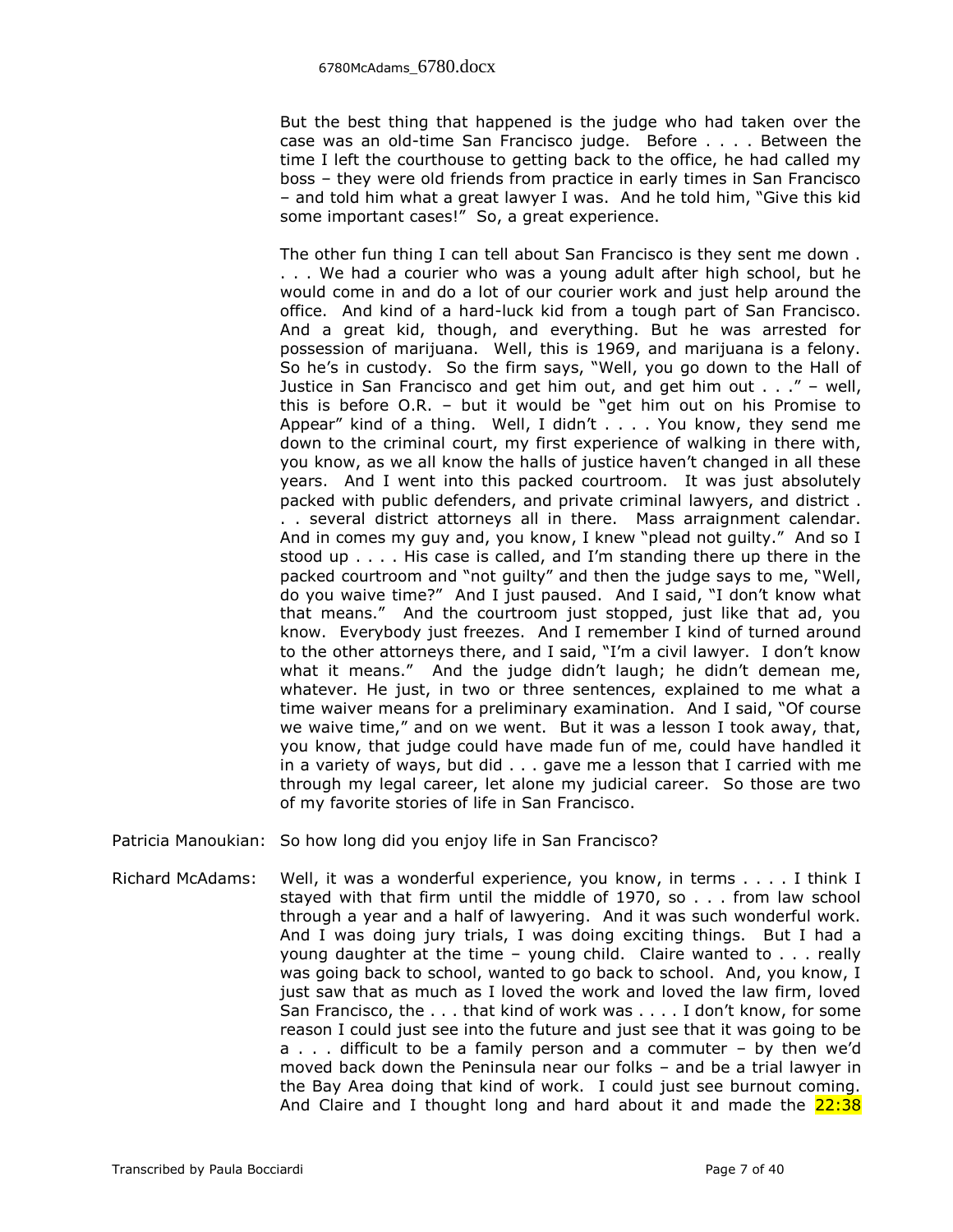But the best thing that happened is the judge who had taken over the case was an old-time San Francisco judge. Before . . . . Between the time I left the courthouse to getting back to the office, he had called my boss – they were old friends from practice in early times in San Francisco – and told him what a great lawyer I was. And he told him, "Give this kid some important cases!" So, a great experience.

The other fun thing I can tell about San Francisco is they sent me down . . . . We had a courier who was a young adult after high school, but he would come in and do a lot of our courier work and just help around the office. And kind of a hard-luck kid from a tough part of San Francisco. And a great kid, though, and everything. But he was arrested for possession of marijuana. Well, this is 1969, and marijuana is a felony. So he's in custody. So the firm says, "Well, you go down to the Hall of Justice in San Francisco and get him out, and get him out . . ." – well, this is before O.R. – but it would be "get him out on his Promise to Appear" kind of a thing. Well, I didn't . . . . You know, they send me down to the criminal court, my first experience of walking in there with, you know, as we all know the halls of justice haven't changed in all these years. And I went into this packed courtroom. It was just absolutely packed with public defenders, and private criminal lawyers, and district . . . several district attorneys all in there. Mass arraignment calendar. And in comes my guy and, you know, I knew "plead not guilty." And so I stood up . . . . His case is called, and I'm standing there up there in the packed courtroom and "not guilty" and then the judge says to me, "Well, do you waive time?" And I just paused. And I said, "I don't know what that means." And the courtroom just stopped, just like that ad, you know. Everybody just freezes. And I remember I kind of turned around to the other attorneys there, and I said, "I'm a civil lawyer. I don't know what it means." And the judge didn't laugh; he didn't demean me, whatever. He just, in two or three sentences, explained to me what a time waiver means for a preliminary examination. And I said, "Of course we waive time," and on we went. But it was a lesson I took away, that, you know, that judge could have made fun of me, could have handled it in a variety of ways, but did . . . gave me a lesson that I carried with me through my legal career, let alone my judicial career. So those are two of my favorite stories of life in San Francisco.

Patricia Manoukian: So how long did you enjoy life in San Francisco?

Richard McAdams: Well, it was a wonderful experience, you know, in terms . . . . I think I stayed with that firm until the middle of 1970, so . . . from law school through a year and a half of lawyering. And it was such wonderful work. And I was doing jury trials, I was doing exciting things. But I had a young daughter at the time – young child. Claire wanted to . . . really was going back to school, wanted to go back to school. And, you know, I just saw that as much as I loved the work and loved the law firm, loved San Francisco, the . . . that kind of work was . . . . I don't know, for some reason I could just see into the future and just see that it was going to be a . . . difficult to be a family person and a commuter – by then we'd moved back down the Peninsula near our folks – and be a trial lawyer in the Bay Area doing that kind of work. I could just see burnout coming. And Claire and I thought long and hard about it and made the 22:38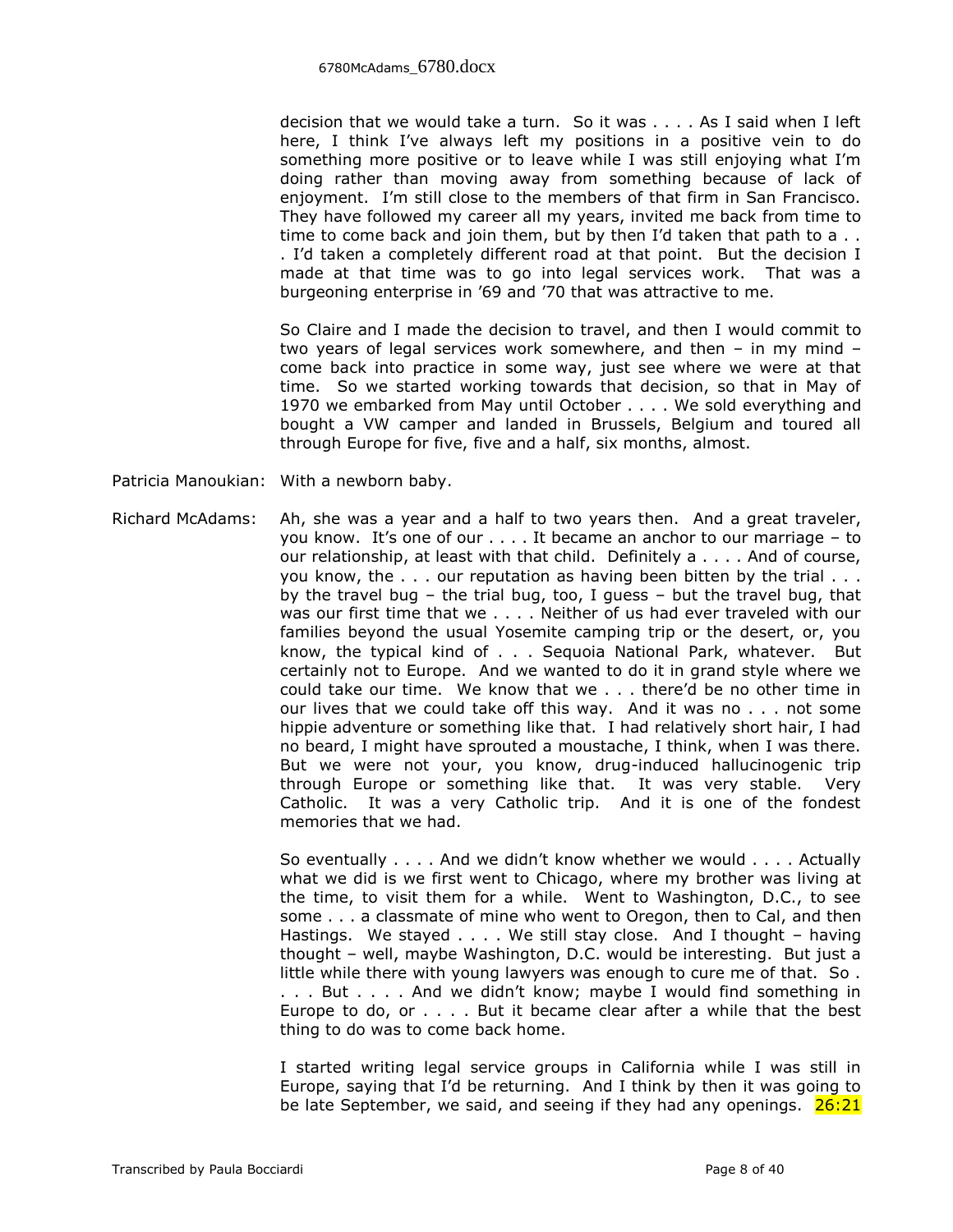decision that we would take a turn. So it was . . . . As I said when I left here, I think I've always left my positions in a positive vein to do something more positive or to leave while I was still enjoying what I'm doing rather than moving away from something because of lack of enjoyment. I'm still close to the members of that firm in San Francisco. They have followed my career all my years, invited me back from time to time to come back and join them, but by then I'd taken that path to a . . . I'd taken a completely different road at that point. But the decision I made at that time was to go into legal services work. That was a burgeoning enterprise in '69 and '70 that was attractive to me.

So Claire and I made the decision to travel, and then I would commit to two years of legal services work somewhere, and then – in my mind – come back into practice in some way, just see where we were at that time. So we started working towards that decision, so that in May of 1970 we embarked from May until October . . . . We sold everything and bought a VW camper and landed in Brussels, Belgium and toured all through Europe for five, five and a half, six months, almost.

Patricia Manoukian: With a newborn baby.

Richard McAdams: Ah, she was a year and a half to two years then. And a great traveler, you know. It's one of our . . . . It became an anchor to our marriage – to our relationship, at least with that child. Definitely a . . . . And of course, you know, the . . . our reputation as having been bitten by the trial . . . by the travel bug – the trial bug, too, I guess – but the travel bug, that was our first time that we . . . . Neither of us had ever traveled with our families beyond the usual Yosemite camping trip or the desert, or, you know, the typical kind of . . . Sequoia National Park, whatever. But certainly not to Europe. And we wanted to do it in grand style where we could take our time. We know that we . . . there'd be no other time in our lives that we could take off this way. And it was no . . . not some hippie adventure or something like that. I had relatively short hair, I had no beard, I might have sprouted a moustache, I think, when I was there. But we were not your, you know, drug-induced hallucinogenic trip through Europe or something like that. It was very stable. Very Catholic. It was a very Catholic trip. And it is one of the fondest memories that we had.

So eventually . . . . And we didn't know whether we would . . . . Actually what we did is we first went to Chicago, where my brother was living at the time, to visit them for a while. Went to Washington, D.C., to see some . . . a classmate of mine who went to Oregon, then to Cal, and then Hastings. We stayed . . . . We still stay close. And I thought – having thought – well, maybe Washington, D.C. would be interesting. But just a little while there with young lawyers was enough to cure me of that. So . . . But . . . . And we didn't know; maybe I would find something in Europe to do, or . . . . But it became clear after a while that the best thing to do was to come back home.

I started writing legal service groups in California while I was still in Europe, saying that I'd be returning. And I think by then it was going to be late September, we said, and seeing if they had any openings. 26:21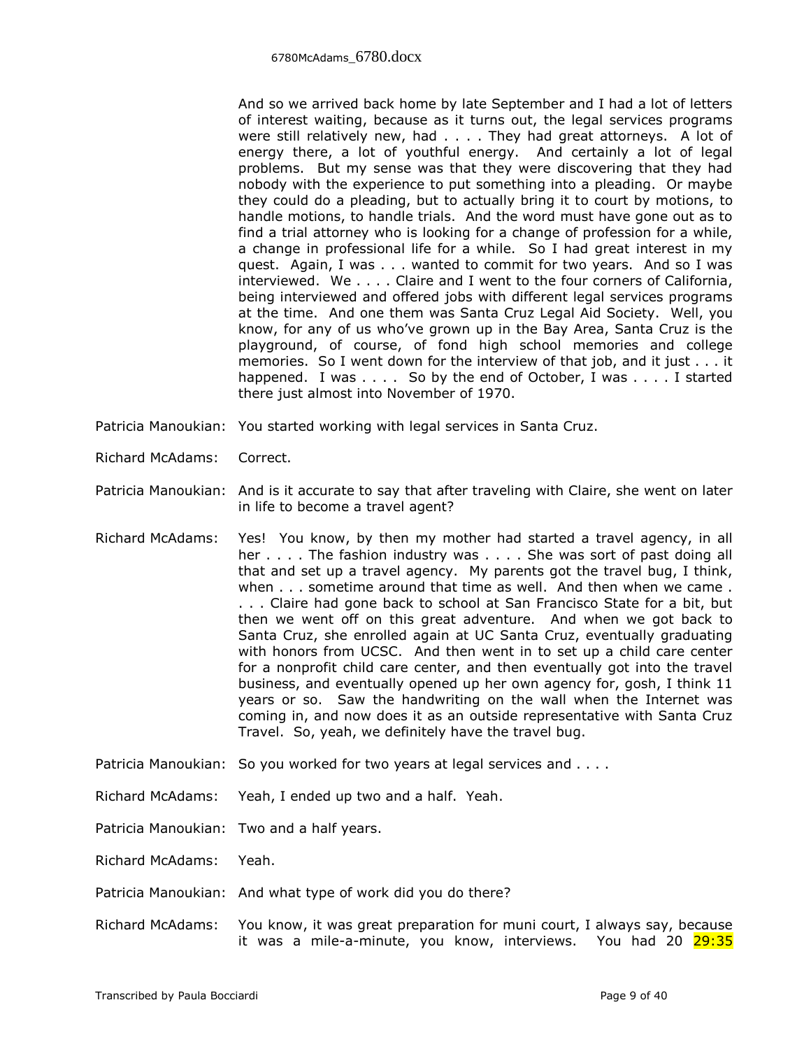And so we arrived back home by late September and I had a lot of letters of interest waiting, because as it turns out, the legal services programs were still relatively new, had . . . . They had great attorneys. A lot of energy there, a lot of youthful energy. And certainly a lot of legal problems. But my sense was that they were discovering that they had nobody with the experience to put something into a pleading. Or maybe they could do a pleading, but to actually bring it to court by motions, to handle motions, to handle trials. And the word must have gone out as to find a trial attorney who is looking for a change of profession for a while, a change in professional life for a while. So I had great interest in my quest. Again, I was . . . wanted to commit for two years. And so I was interviewed. We . . . . Claire and I went to the four corners of California, being interviewed and offered jobs with different legal services programs at the time. And one them was Santa Cruz Legal Aid Society. Well, you know, for any of us who've grown up in the Bay Area, Santa Cruz is the playground, of course, of fond high school memories and college memories. So I went down for the interview of that job, and it just . . . it happened. I was . . . . So by the end of October, I was . . . . I started there just almost into November of 1970.

Patricia Manoukian: You started working with legal services in Santa Cruz.

Richard McAdams: Correct.

Patricia Manoukian: And is it accurate to say that after traveling with Claire, she went on later in life to become a travel agent?

Richard McAdams: Yes! You know, by then my mother had started a travel agency, in all her . . . . The fashion industry was . . . . She was sort of past doing all that and set up a travel agency. My parents got the travel bug, I think, when . . . sometime around that time as well. And then when we came . . . . Claire had gone back to school at San Francisco State for a bit, but then we went off on this great adventure. And when we got back to Santa Cruz, she enrolled again at UC Santa Cruz, eventually graduating with honors from UCSC. And then went in to set up a child care center for a nonprofit child care center, and then eventually got into the travel business, and eventually opened up her own agency for, gosh, I think 11 years or so. Saw the handwriting on the wall when the Internet was coming in, and now does it as an outside representative with Santa Cruz Travel. So, yeah, we definitely have the travel bug.

Patricia Manoukian: So you worked for two years at legal services and . . . .

Richard McAdams: Yeah, I ended up two and a half. Yeah.

Patricia Manoukian: Two and a half years.

Richard McAdams: Yeah.

Patricia Manoukian: And what type of work did you do there?

Richard McAdams: You know, it was great preparation for muni court, I always say, because it was a mile-a-minute, you know, interviews. You had 20 29:35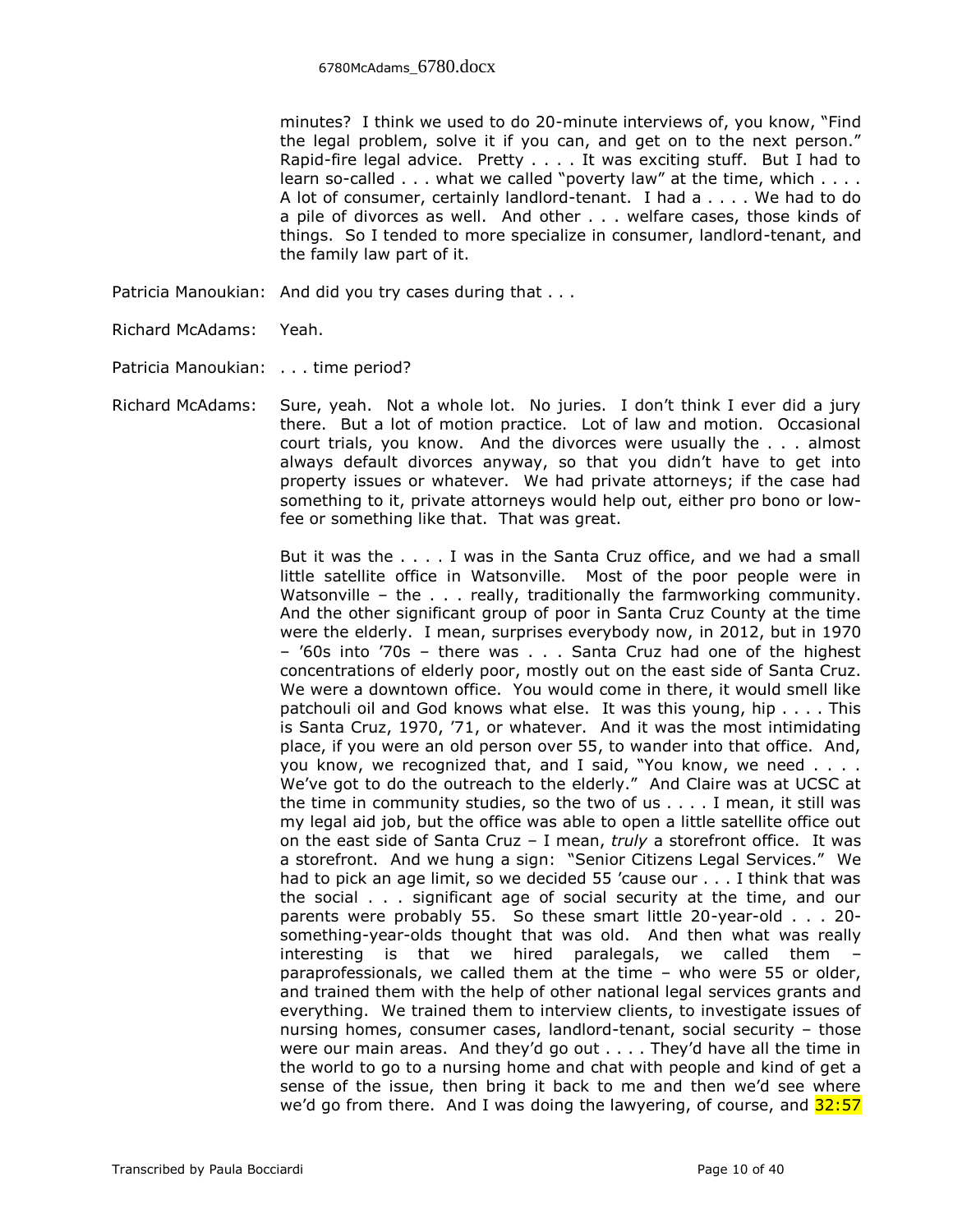minutes? I think we used to do 20-minute interviews of, you know, "Find the legal problem, solve it if you can, and get on to the next person." Rapid-fire legal advice. Pretty . . . . It was exciting stuff. But I had to learn so-called . . . what we called "poverty law" at the time, which . . . . A lot of consumer, certainly landlord-tenant. I had a . . . . We had to do a pile of divorces as well. And other . . . welfare cases, those kinds of things. So I tended to more specialize in consumer, landlord-tenant, and the family law part of it.

Patricia Manoukian: And did you try cases during that . . .

Richard McAdams: Yeah.

Patricia Manoukian: . . . time period?

Richard McAdams: Sure, yeah. Not a whole lot. No juries. I don't think I ever did a jury there. But a lot of motion practice. Lot of law and motion. Occasional court trials, you know. And the divorces were usually the . . . almost always default divorces anyway, so that you didn't have to get into property issues or whatever. We had private attorneys; if the case had something to it, private attorneys would help out, either pro bono or low-fee or something like that. That was great.

But it was the . . . . I was in the Santa Cruz office, and we had a small little satellite office in Watsonville. Most of the poor people were in Watsonville – the . . . really, traditionally the farmworking community. And the other significant group of poor in Santa Cruz County at the time were the elderly. I mean, surprises everybody now, in 2012, but in 1970 – '60s into '70s – there was . . . Santa Cruz had one of the highest concentrations of elderly poor, mostly out on the east side of Santa Cruz. We were a downtown office. You would come in there, it would smell like patchouli oil and God knows what else. It was this young, hip . . . . This is Santa Cruz, 1970, '71, or whatever. And it was the most intimidating place, if you were an old person over 55, to wander into that office. And, you know, we recognized that, and I said, "You know, we need . . . . We've got to do the outreach to the elderly." And Claire was at UCSC at the time in community studies, so the two of us . . . . I mean, it still was my legal aid job, but the office was able to open a little satellite office out on the east side of Santa Cruz – I mean, *truly* a storefront office. It was a storefront. And we hung a sign: "Senior Citizens Legal Services." We had to pick an age limit, so we decided 55 'cause our . . . I think that was the social . . . significant age of social security at the time, and our parents were probably 55. So these smart little 20-year-old . . . 20-something-year-olds thought that was old. And then what was really interesting is that we hired paralegals, we called them – paraprofessionals, we called them at the time – who were 55 or older, and trained them with the help of other national legal services grants and everything. We trained them to interview clients, to investigate issues of nursing homes, consumer cases, landlord-tenant, social security – those were our main areas. And they'd go out . . . . They'd have all the time in the world to go to a nursing home and chat with people and kind of get a sense of the issue, then bring it back to me and then we'd see where we'd go from there. And I was doing the lawyering, of course, and 32:57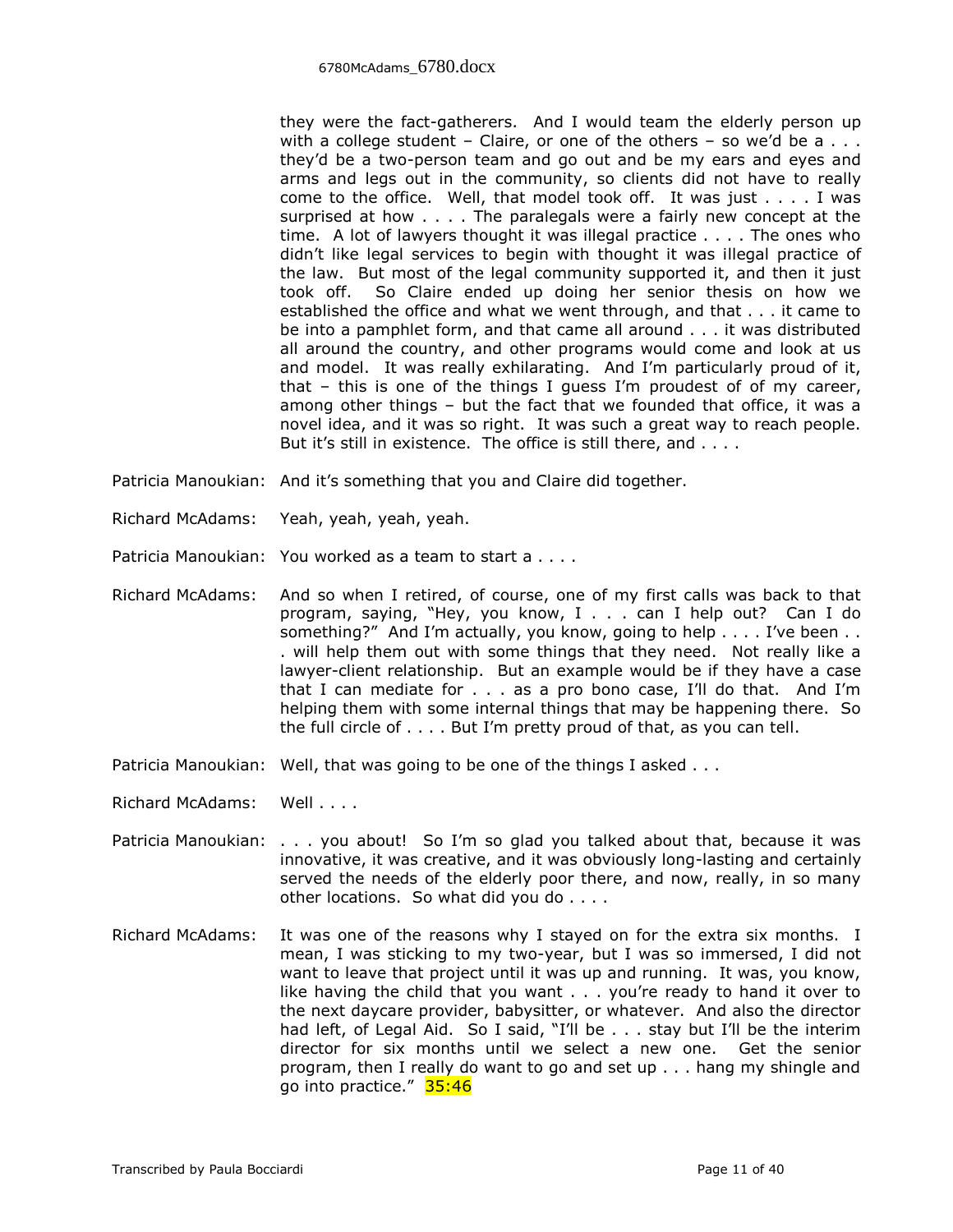they were the fact-gatherers. And I would team the elderly person up with a college student – Claire, or one of the others – so we'd be a . . . they'd be a two-person team and go out and be my ears and eyes and arms and legs out in the community, so clients did not have to really come to the office. Well, that model took off. It was just . . . . I was surprised at how . . . . The paralegals were a fairly new concept at the time. A lot of lawyers thought it was illegal practice . . . . The ones who didn't like legal services to begin with thought it was illegal practice of the law. But most of the legal community supported it, and then it just took off. So Claire ended up doing her senior thesis on how we established the office and what we went through, and that . . . it came to be into a pamphlet form, and that came all around . . . it was distributed all around the country, and other programs would come and look at us and model. It was really exhilarating. And I'm particularly proud of it, that – this is one of the things I guess I'm proudest of of my career, among other things – but the fact that we founded that office, it was a novel idea, and it was so right. It was such a great way to reach people. But it's still in existence. The office is still there, and . . . .

Patricia Manoukian: And it's something that you and Claire did together.

Richard McAdams: Yeah, yeah, yeah, yeah.

Patricia Manoukian: You worked as a team to start a . . . .

Richard McAdams: And so when I retired, of course, one of my first calls was back to that program, saying, "Hey, you know, I . . . . can I help out? Can I do something?" And I'm actually, you know, going to help . . . . I've been . . . will help them out with some things that they need. Not really like a lawyer-client relationship. But an example would be if they have a case that I can mediate for . . . as a pro bono case, I'll do that. And I'm helping them with some internal things that may be happening there. So the full circle of . . . . But I'm pretty proud of that, as you can tell.

Patricia Manoukian: Well, that was going to be one of the things I asked . . .

Richard McAdams: Well . . . .

Patricia Manoukian: . . . you about! So I'm so glad you talked about that, because it was innovative, it was creative, and it was obviously long-lasting and certainly served the needs of the elderly poor there, and now, really, in so many other locations. So what did you do . . . .

Richard McAdams: It was one of the reasons why I stayed on for the extra six months. I mean, I was sticking to my two-year, but I was so immersed, I did not want to leave that project until it was up and running. It was, you know, like having the child that you want . . . you're ready to hand it over to the next daycare provider, babysitter, or whatever. And also the director had left, of Legal Aid. So I said, "I'll be . . . stay but I'll be the interim director for six months until we select a new one. Get the senior program, then I really do want to go and set up . . . hang my shingle and go into practice." 35:46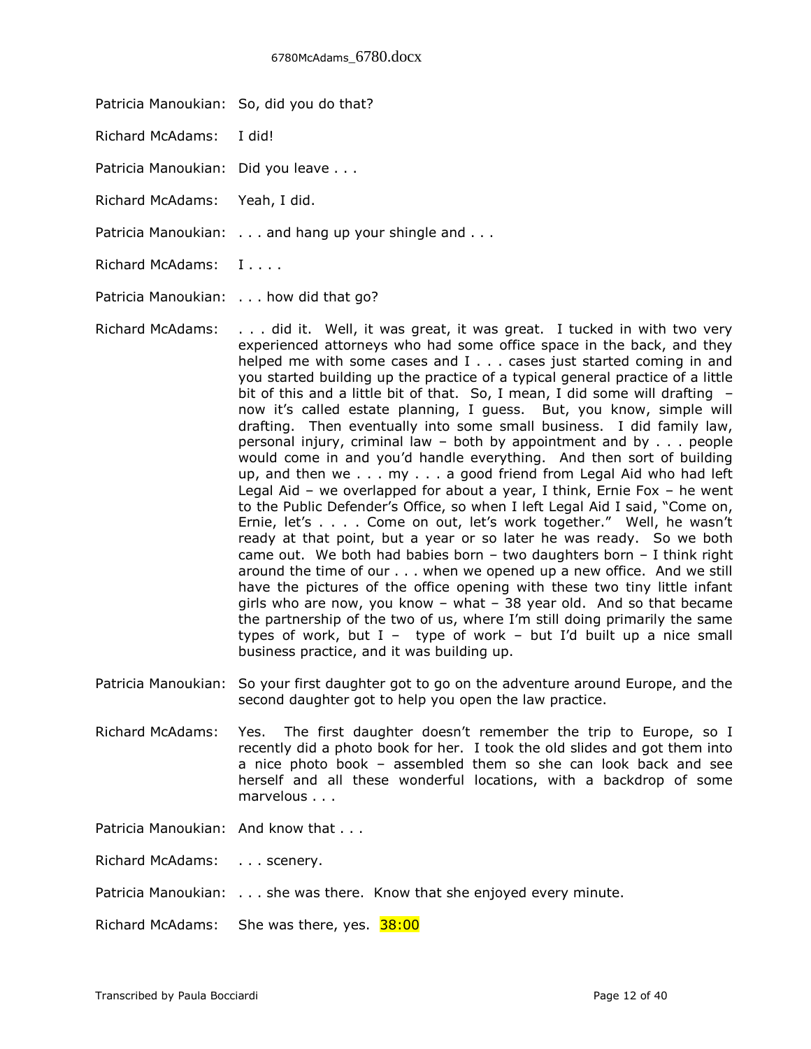Patricia Manoukian: So, did you do that?

Richard McAdams: I did!

Patricia Manoukian: Did you leave . . .

Richard McAdams: Yeah, I did.

Patricia Manoukian: . . . and hang up your shingle and . . .

Richard McAdams: I . . . .

Patricia Manoukian: . . . how did that go?

Richard McAdams: . . . did it. Well, it was great, it was great. I tucked in with two very experienced attorneys who had some office space in the back, and they helped me with some cases and I . . . cases just started coming in and you started building up the practice of a typical general practice of a little bit of this and a little bit of that. So, I mean, I did some will drafting – now it's called estate planning, I guess. But, you know, simple will drafting. Then eventually into some small business. I did family law, personal injury, criminal law – both by appointment and by . . . people would come in and you'd handle everything. And then sort of building up, and then we . . . my . . . a good friend from Legal Aid who had left Legal Aid – we overlapped for about a year, I think, Ernie Fox – he went to the Public Defender's Office, so when I left Legal Aid I said, "Come on, Ernie, let's . . . . Come on out, let's work together." Well, he wasn't ready at that point, but a year or so later he was ready. So we both came out. We both had babies born – two daughters born – I think right around the time of our . . . when we opened up a new office. And we still have the pictures of the office opening with these two tiny little infant girls who are now, you know – what – 38 year old. And so that became the partnership of the two of us, where I'm still doing primarily the same types of work, but I – type of work – but I'd built up a nice small business practice, and it was building up.

Patricia Manoukian: So your first daughter got to go on the adventure around Europe, and the second daughter got to help you open the law practice.

Richard McAdams: Yes. The first daughter doesn't remember the trip to Europe, so I recently did a photo book for her. I took the old slides and got them into a nice photo book – assembled them so she can look back and see herself and all these wonderful locations, with a backdrop of some marvelous . . .

Patricia Manoukian: And know that . . .

Richard McAdams: . . . scenery.

Patricia Manoukian: . . . she was there. Know that she enjoyed every minute.

Richard McAdams: She was there, yes. 38:00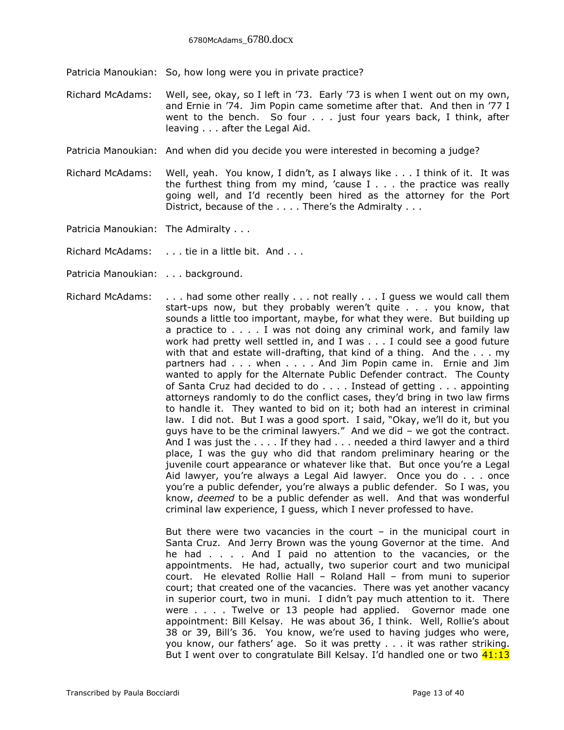Patricia Manoukian: So, how long were you in private practice?

Richard McAdams: Well, see, okay, so I left in '73. Early '73 is when I went out on my own, and Ernie in '74. Jim Popin came sometime after that. And then in '77 I went to the bench. So four . . . just four years back, I think, after leaving . . . after the Legal Aid.

Patricia Manoukian: And when did you decide you were interested in becoming a judge?

Richard McAdams: Well, yeah. You know, I didn't, as I always like . . . I think of it. It was the furthest thing from my mind, 'cause I . . . the practice was really going well, and I'd recently been hired as the attorney for the Port District, because of the . . . . There's the Admiralty . . .

Patricia Manoukian: The Admiralty . . .

Richard McAdams: . . . tie in a little bit. And . . .

Patricia Manoukian: . . . background.

Richard McAdams: . . . had some other really . . . not really . . . I guess we would call them start-ups now, but they probably weren't quite . . . you know, that sounds a little too important, maybe, for what they were. But building up a practice to . . . . I was not doing any criminal work, and family law work had pretty well settled in, and I was . . . I could see a good future with that and estate will-drafting, that kind of a thing. And the . . . my partners had . . . when . . . . And Jim Popin came in. Ernie and Jim wanted to apply for the Alternate Public Defender contract. The County of Santa Cruz had decided to do . . . . Instead of getting . . . appointing attorneys randomly to do the conflict cases, they'd bring in two law firms to handle it. They wanted to bid on it; both had an interest in criminal law. I did not. But I was a good sport. I said, "Okay, we'll do it, but you guys have to be the criminal lawyers." And we did – we got the contract. And I was just the . . . . If they had . . . needed a third lawyer and a third place, I was the guy who did that random preliminary hearing or the juvenile court appearance or whatever like that. But once you're a Legal Aid lawyer, you're always a Legal Aid lawyer. Once you do . . . once you're a public defender, you're always a public defender. So I was, you know, *deemed* to be a public defender as well. And that was wonderful criminal law experience, I guess, which I never professed to have.

But there were two vacancies in the court – in the municipal court in Santa Cruz. And Jerry Brown was the young Governor at the time. And he had . . . . And I paid no attention to the vacancies, or the appointments. He had, actually, two superior court and two municipal court. He elevated Rollie Hall – Roland Hall – from muni to superior court; that created one of the vacancies. There was yet another vacancy in superior court, two in muni. I didn't pay much attention to it. There were . . . . Twelve or 13 people had applied. Governor made one appointment: Bill Kelsay. He was about 36, I think. Well, Rollie's about 38 or 39, Bill's 36. You know, we're used to having judges who were, you know, our fathers' age. So it was pretty . . . it was rather striking. But I went over to congratulate Bill Kelsay. I'd handled one or two 41:13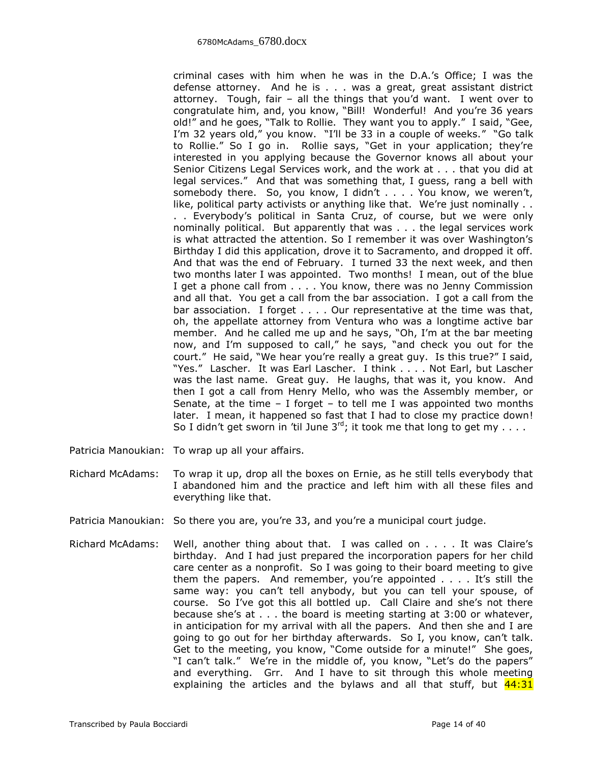criminal cases with him when he was in the D.A.'s Office; I was the defense attorney. And he is . . . was a great, great assistant district attorney. Tough, fair – all the things that you'd want. I went over to congratulate him, and, you know, "Bill! Wonderful! And you're 36 years old!" and he goes, "Talk to Rollie. They want you to apply." I said, "Gee, I'm 32 years old," you know. "I'll be 33 in a couple of weeks." "Go talk to Rollie." So I go in. Rollie says, "Get in your application; they're interested in you applying because the Governor knows all about your Senior Citizens Legal Services work, and the work at . . . that you did at legal services." And that was something that, I guess, rang a bell with somebody there. So, you know, I didn't . . . . You know, we weren't, like, political party activists or anything like that. We're just nominally . . . Everybody's political in Santa Cruz, of course, but we were only nominally political. But apparently that was . . . the legal services work is what attracted the attention. So I remember it was over Washington's Birthday I did this application, drove it to Sacramento, and dropped it off. And that was the end of February. I turned 33 the next week, and then two months later I was appointed. Two months! I mean, out of the blue I get a phone call from . . . . You know, there was no Jenny Commission and all that. You get a call from the bar association. I got a call from the bar association. I forget . . . . Our representative at the time was that, oh, the appellate attorney from Ventura who was a longtime active bar member. And he called me up and he says, "Oh, I'm at the bar meeting now, and I'm supposed to call," he says, "and check you out for the court." He said, "We hear you're really a great guy. Is this true?" I said, "Yes." Lascher. It was Earl Lascher. I think . . . . Not Earl, but Lascher was the last name. Great guy. He laughs, that was it, you know. And then I got a call from Henry Mello, who was the Assembly member, or Senate, at the time – I forget – to tell me I was appointed two months later. I mean, it happened so fast that I had to close my practice down! So I didn't get sworn in 'til June 3rd; it took me that long to get my . . . .

Patricia Manoukian: To wrap up all your affairs.

Richard McAdams: To wrap it up, drop all the boxes on Ernie, as he still tells everybody that I abandoned him and the practice and left him with all these files and everything like that.

Patricia Manoukian: So there you are, you're 33, and you're a municipal court judge.

Richard McAdams: Well, another thing about that. I was called on . . . . It was Claire's birthday. And I had just prepared the incorporation papers for her child care center as a nonprofit. So I was going to their board meeting to give them the papers. And remember, you're appointed . . . . It's still the same way: you can't tell anybody, but you can tell your spouse, of course. So I've got this all bottled up. Call Claire and she's not there because she's at . . . the board is meeting starting at 3:00 or whatever, in anticipation for my arrival with all the papers. And then she and I are going to go out for her birthday afterwards. So I, you know, can't talk. Get to the meeting, you know, "Come outside for a minute!" She goes, "I can't talk." We're in the middle of, you know, "Let's do the papers" and everything. Grr. And I have to sit through this whole meeting explaining the articles and the bylaws and all that stuff, but 44:31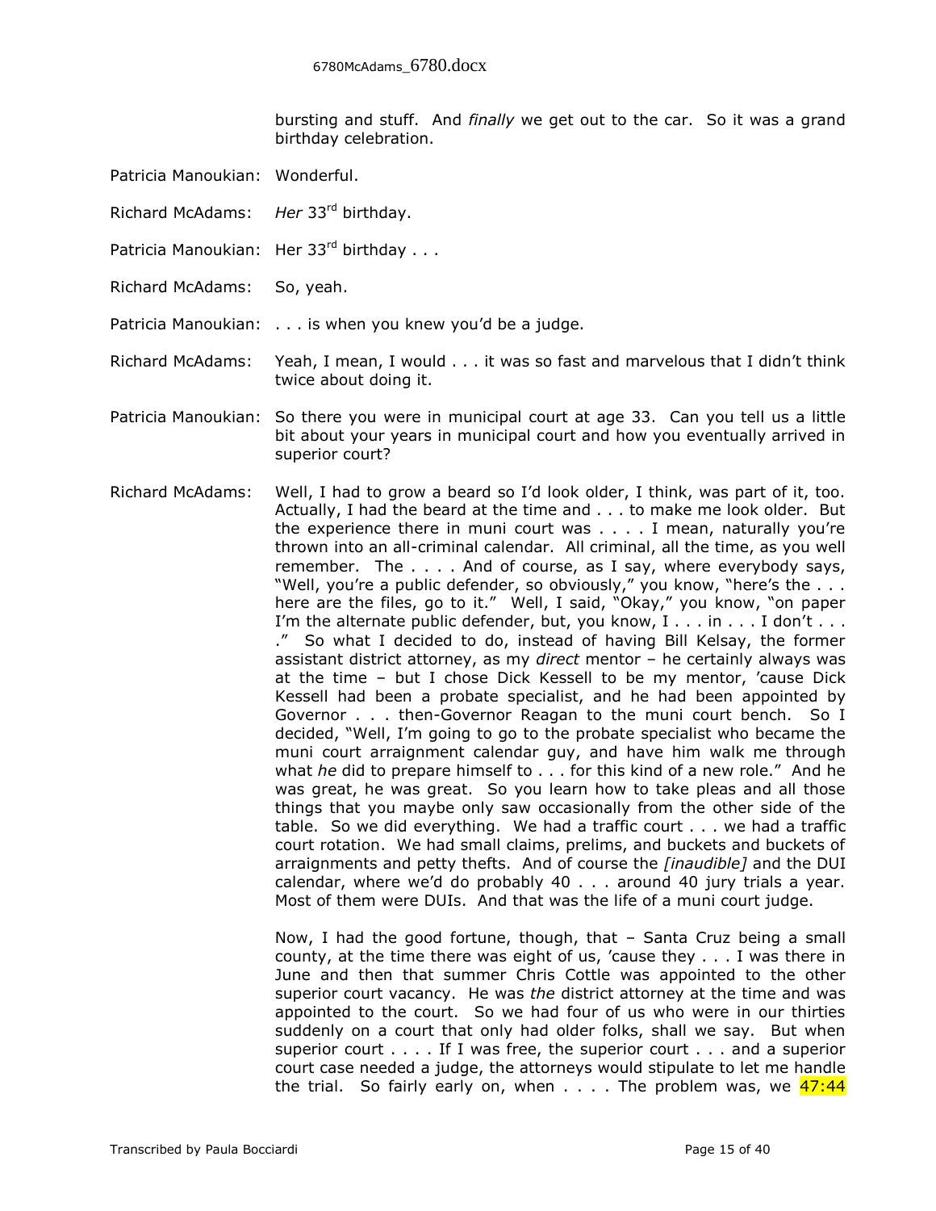bursting and stuff. And *finally* we get out to the car. So it was a grand birthday celebration.

Patricia Manoukian: Wonderful.

Richard McAdams: *Her* 33rd birthday.

Patricia Manoukian: Her 33rd birthday . . .

Richard McAdams: So, yeah.

Patricia Manoukian: . . . is when you knew you'd be a judge.

Richard McAdams: Yeah, I mean, I would . . . it was so fast and marvelous that I didn't think twice about doing it.

Patricia Manoukian: So there you were in municipal court at age 33. Can you tell us a little bit about your years in municipal court and how you eventually arrived in superior court?

Richard McAdams: Well, I had to grow a beard so I'd look older, I think, was part of it, too. Actually, I had the beard at the time and . . . to make me look older. But the experience there in muni court was . . . . I mean, naturally you're thrown into an all-criminal calendar. All criminal, all the time, as you well remember. The . . . . And of course, as I say, where everybody says, "Well, you're a public defender, so obviously," you know, "here's the . . . here are the files, go to it." Well, I said, "Okay," you know, "on paper I'm the alternate public defender, but, you know, I . . . in . . . I don't . . . ." So what I decided to do, instead of having Bill Kelsay, the former assistant district attorney, as my *direct* mentor – he certainly always was at the time – but I chose Dick Kessell to be my mentor, 'cause Dick Kessell had been a probate specialist, and he had been appointed by Governor . . . then-Governor Reagan to the muni court bench. So I decided, "Well, I'm going to go to the probate specialist who became the muni court arraignment calendar guy, and have him walk me through what *he* did to prepare himself to . . . for this kind of a new role." And he was great, he was great. So you learn how to take pleas and all those things that you maybe only saw occasionally from the other side of the table. So we did everything. We had a traffic court . . . we had a traffic court rotation. We had small claims, prelims, and buckets and buckets of arraignments and petty thefts. And of course the *[inaudible]* and the DUI calendar, where we'd do probably 40 . . . around 40 jury trials a year. Most of them were DUIs. And that was the life of a muni court judge.

Now, I had the good fortune, though, that – Santa Cruz being a small county, at the time there was eight of us, 'cause they . . . I was there in June and then that summer Chris Cottle was appointed to the other superior court vacancy. He was *the* district attorney at the time and was appointed to the court. So we had four of us who were in our thirties suddenly on a court that only had older folks, shall we say. But when superior court . . . . If I was free, the superior court . . . and a superior court case needed a judge, the attorneys would stipulate to let me handle the trial. So fairly early on, when . . . . The problem was, we 47:44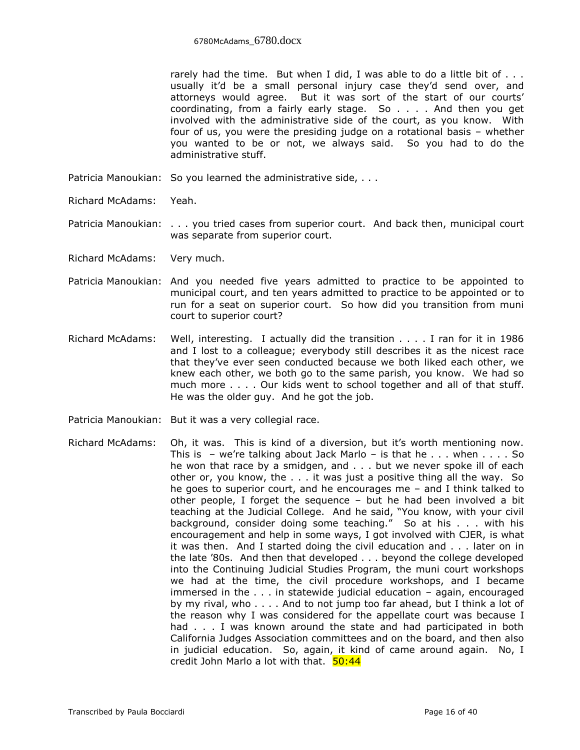rarely had the time. But when I did, I was able to do a little bit of . . . usually it'd be a small personal injury case they'd send over, and attorneys would agree. But it was sort of the start of our courts' coordinating, from a fairly early stage. So . . . . And then you get involved with the administrative side of the court, as you know. With four of us, you were the presiding judge on a rotational basis – whether you wanted to be or not, we always said. So you had to do the administrative stuff.

Patricia Manoukian: So you learned the administrative side, . . .

Richard McAdams: Yeah.

Patricia Manoukian: . . . you tried cases from superior court. And back then, municipal court was separate from superior court.

Richard McAdams: Very much.

Patricia Manoukian: And you needed five years admitted to practice to be appointed to municipal court, and ten years admitted to practice to be appointed or to run for a seat on superior court. So how did you transition from muni court to superior court?

Richard McAdams: Well, interesting. I actually did the transition . . . . I ran for it in 1986 and I lost to a colleague; everybody still describes it as the nicest race that they've ever seen conducted because we both liked each other, we knew each other, we both go to the same parish, you know. We had so much more . . . . Our kids went to school together and all of that stuff. He was the older guy. And he got the job.

Patricia Manoukian: But it was a very collegial race.

Richard McAdams: Oh, it was. This is kind of a diversion, but it's worth mentioning now. This is – we're talking about Jack Marlo – is that he . . . when . . . . So he won that race by a smidgen, and . . . but we never spoke ill of each other or, you know, the . . . it was just a positive thing all the way. So he goes to superior court, and he encourages me – and I think talked to other people, I forget the sequence – but he had been involved a bit teaching at the Judicial College. And he said, "You know, with your civil background, consider doing some teaching." So at his . . . with his encouragement and help in some ways, I got involved with CJER, is what it was then. And I started doing the civil education and . . . later on in the late '80s. And then that developed . . . beyond the college developed into the Continuing Judicial Studies Program, the muni court workshops we had at the time, the civil procedure workshops, and I became immersed in the . . . in statewide judicial education – again, encouraged by my rival, who . . . . And to not jump too far ahead, but I think a lot of the reason why I was considered for the appellate court was because I had . . . I was known around the state and had participated in both California Judges Association committees and on the board, and then also in judicial education. So, again, it kind of came around again. No, I credit John Marlo a lot with that. 50:44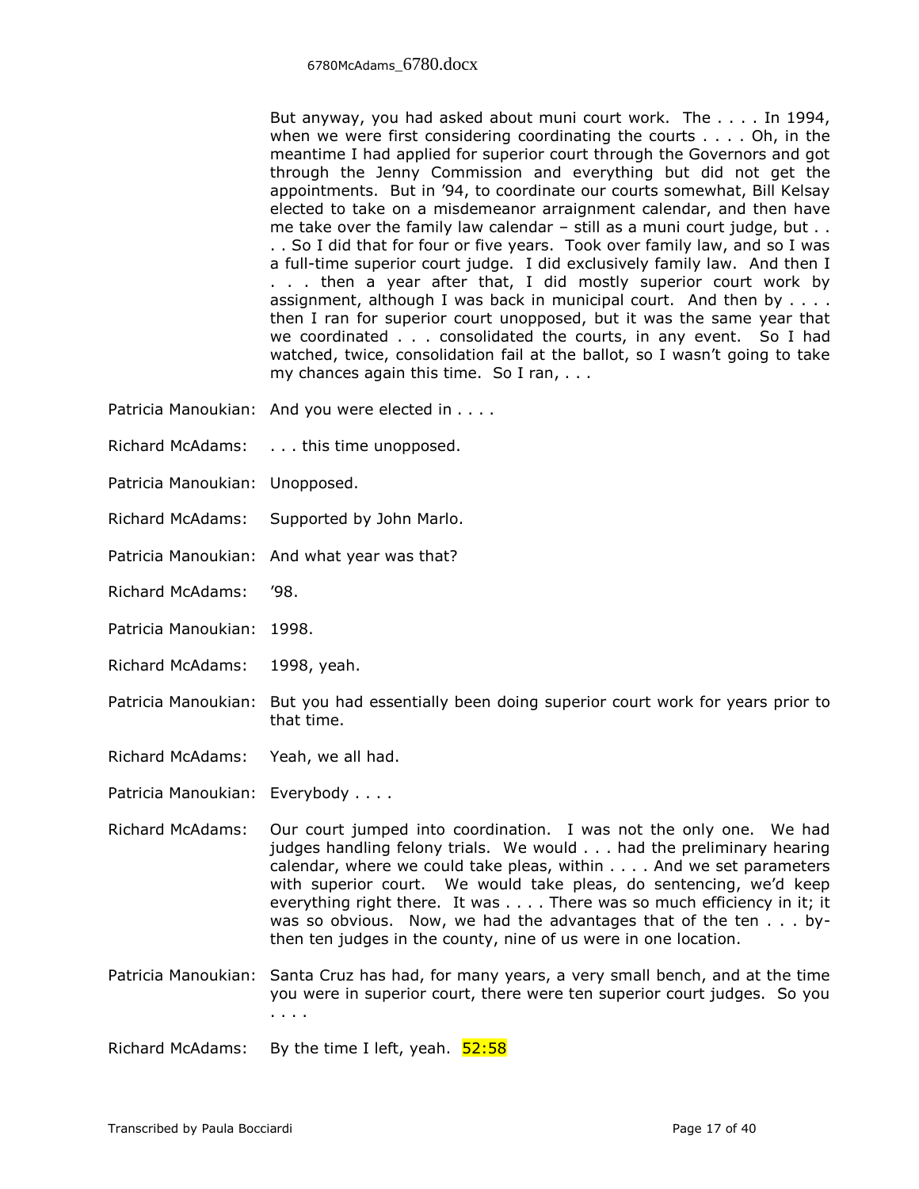But anyway, you had asked about muni court work. The . . . . In 1994, when we were first considering coordinating the courts . . . . Oh, in the meantime I had applied for superior court through the Governors and got through the Jenny Commission and everything but did not get the appointments. But in '94, to coordinate our courts somewhat, Bill Kelsay elected to take on a misdemeanor arraignment calendar, and then have me take over the family law calendar – still as a muni court judge, but . . . . So I did that for four or five years. Took over family law, and so I was a full-time superior court judge. I did exclusively family law. And then I . . . then a year after that, I did mostly superior court work by assignment, although I was back in municipal court. And then by . . . . then I ran for superior court unopposed, but it was the same year that we coordinated . . . consolidated the courts, in any event. So I had watched, twice, consolidation fail at the ballot, so I wasn't going to take my chances again this time. So I ran, . . .

Patricia Manoukian: And you were elected in . . . .

Richard McAdams: . . . this time unopposed.

Patricia Manoukian: Unopposed.

Richard McAdams: Supported by John Marlo.

Patricia Manoukian: And what year was that?

Richard McAdams: '98.

Patricia Manoukian: 1998.

Richard McAdams: 1998, yeah.

Patricia Manoukian: But you had essentially been doing superior court work for years prior to that time.

Richard McAdams: Yeah, we all had.

Patricia Manoukian: Everybody . . . .

Richard McAdams: Our court jumped into coordination. I was not the only one. We had judges handling felony trials. We would . . . had the preliminary hearing calendar, where we could take pleas, within . . . . And we set parameters with superior court. We would take pleas, do sentencing, we'd keep everything right there. It was . . . . There was so much efficiency in it; it was so obvious. Now, we had the advantages that of the ten . . . by-then ten judges in the county, nine of us were in one location.

Patricia Manoukian: Santa Cruz has had, for many years, a very small bench, and at the time you were in superior court, there were ten superior court judges. So you . . . .

Richard McAdams: By the time I left, yeah. 52:58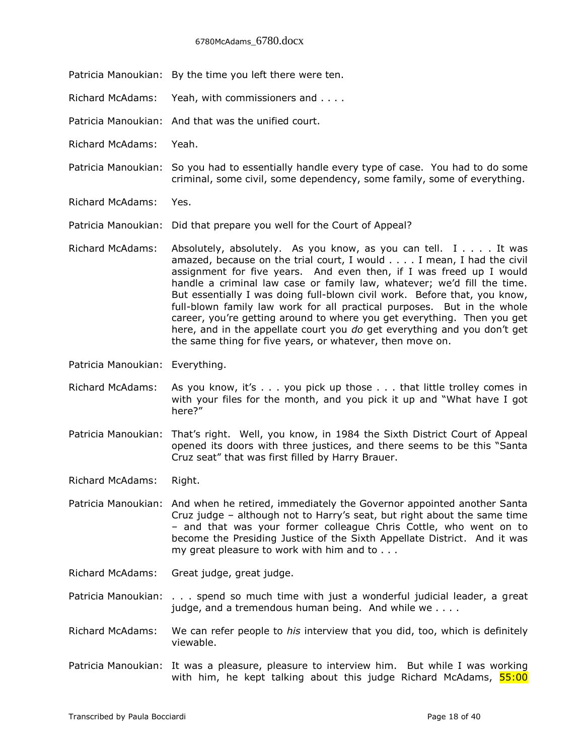Patricia Manoukian: By the time you left there were ten.

Richard McAdams: Yeah, with commissioners and . . . .

Patricia Manoukian: And that was the unified court.

Richard McAdams: Yeah.

Patricia Manoukian: So you had to essentially handle every type of case. You had to do some criminal, some civil, some dependency, some family, some of everything.

Richard McAdams: Yes.

Patricia Manoukian: Did that prepare you well for the Court of Appeal?

Richard McAdams: Absolutely, absolutely. As you know, as you can tell. I . . . . It was amazed, because on the trial court, I would . . . . I mean, I had the civil assignment for five years. And even then, if I was freed up I would handle a criminal law case or family law, whatever; we'd fill the time. But essentially I was doing full-blown civil work. Before that, you know, full-blown family law work for all practical purposes. But in the whole career, you're getting around to where you get everything. Then you get here, and in the appellate court you *do* get everything and you don't get the same thing for five years, or whatever, then move on.

Patricia Manoukian: Everything.

Richard McAdams: As you know, it's . . . you pick up those . . . that little trolley comes in with your files for the month, and you pick it up and "What have I got here?"

Patricia Manoukian: That's right. Well, you know, in 1984 the Sixth District Court of Appeal opened its doors with three justices, and there seems to be this "Santa Cruz seat" that was first filled by Harry Brauer.

Richard McAdams: Right.

Patricia Manoukian: And when he retired, immediately the Governor appointed another Santa Cruz judge – although not to Harry's seat, but right about the same time – and that was your former colleague Chris Cottle, who went on to become the Presiding Justice of the Sixth Appellate District. And it was my great pleasure to work with him and to . . .

Richard McAdams: Great judge, great judge.

Patricia Manoukian: . . . spend so much time with just a wonderful judicial leader, a great judge, and a tremendous human being. And while we . . . .

Richard McAdams: We can refer people to *his* interview that you did, too, which is definitely viewable.

Patricia Manoukian: It was a pleasure, pleasure to interview him. But while I was working with him, he kept talking about this judge Richard McAdams, 55:00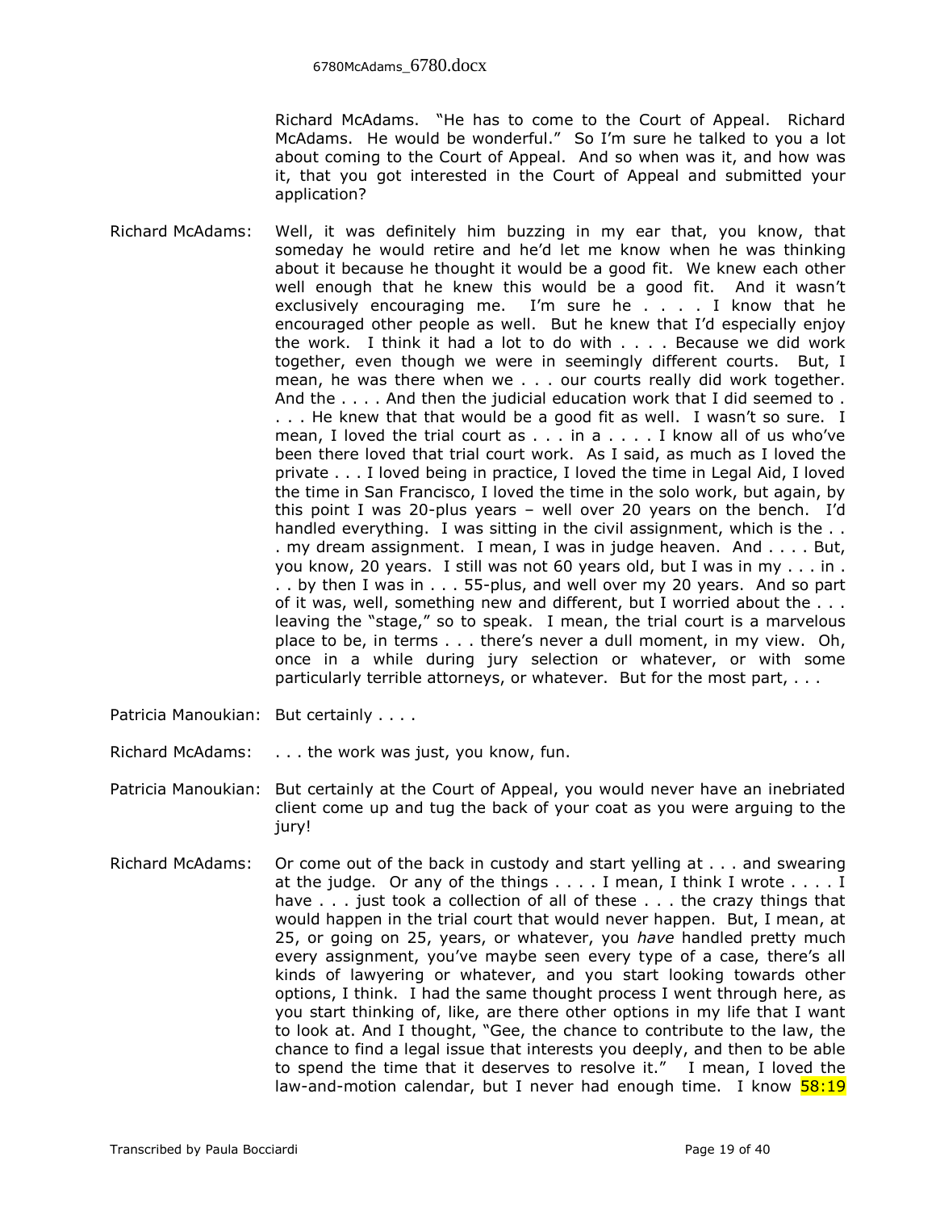Richard McAdams. "He has to come to the Court of Appeal. Richard McAdams. He would be wonderful." So I'm sure he talked to you a lot about coming to the Court of Appeal. And so when was it, and how was it, that you got interested in the Court of Appeal and submitted your application?

Richard McAdams: Well, it was definitely him buzzing in my ear that, you know, that someday he would retire and he'd let me know when he was thinking about it because he thought it would be a good fit. We knew each other well enough that he knew this would be a good fit. And it wasn't exclusively encouraging me. I'm sure he . . . . I know that he encouraged other people as well. But he knew that I'd especially enjoy the work. I think it had a lot to do with . . . . Because we did work together, even though we were in seemingly different courts. But, I mean, he was there when we . . . our courts really did work together. And the . . . . And then the judicial education work that I did seemed to . . . . He knew that that would be a good fit as well. I wasn't so sure. I mean, I loved the trial court as . . . in a . . . . I know all of us who've been there loved that trial court work. As I said, as much as I loved the private . . . I loved being in practice, I loved the time in Legal Aid, I loved the time in San Francisco, I loved the time in the solo work, but again, by this point I was 20-plus years – well over 20 years on the bench. I'd handled everything. I was sitting in the civil assignment, which is the . . . my dream assignment. I mean, I was in judge heaven. And . . . . But, you know, 20 years. I still was not 60 years old, but I was in my . . . in . . . by then I was in . . . 55-plus, and well over my 20 years. And so part of it was, well, something new and different, but I worried about the . . . leaving the "stage," so to speak. I mean, the trial court is a marvelous place to be, in terms . . . there's never a dull moment, in my view. Oh, once in a while during jury selection or whatever, or with some particularly terrible attorneys, or whatever. But for the most part, . . .

Patricia Manoukian: But certainly . . . .

Richard McAdams: . . . the work was just, you know, fun.

Patricia Manoukian: But certainly at the Court of Appeal, you would never have an inebriated client come up and tug the back of your coat as you were arguing to the jury!

Richard McAdams: Or come out of the back in custody and start yelling at . . . and swearing at the judge. Or any of the things . . . . I mean, I think I wrote . . . . I have . . . just took a collection of all of these . . . the crazy things that would happen in the trial court that would never happen. But, I mean, at 25, or going on 25, years, or whatever, you *have* handled pretty much every assignment, you've maybe seen every type of a case, there's all kinds of lawyering or whatever, and you start looking towards other options, I think. I had the same thought process I went through here, as you start thinking of, like, are there other options in my life that I want to look at. And I thought, "Gee, the chance to contribute to the law, the chance to find a legal issue that interests you deeply, and then to be able to spend the time that it deserves to resolve it." I mean, I loved the law-and-motion calendar, but I never had enough time. I know 58:19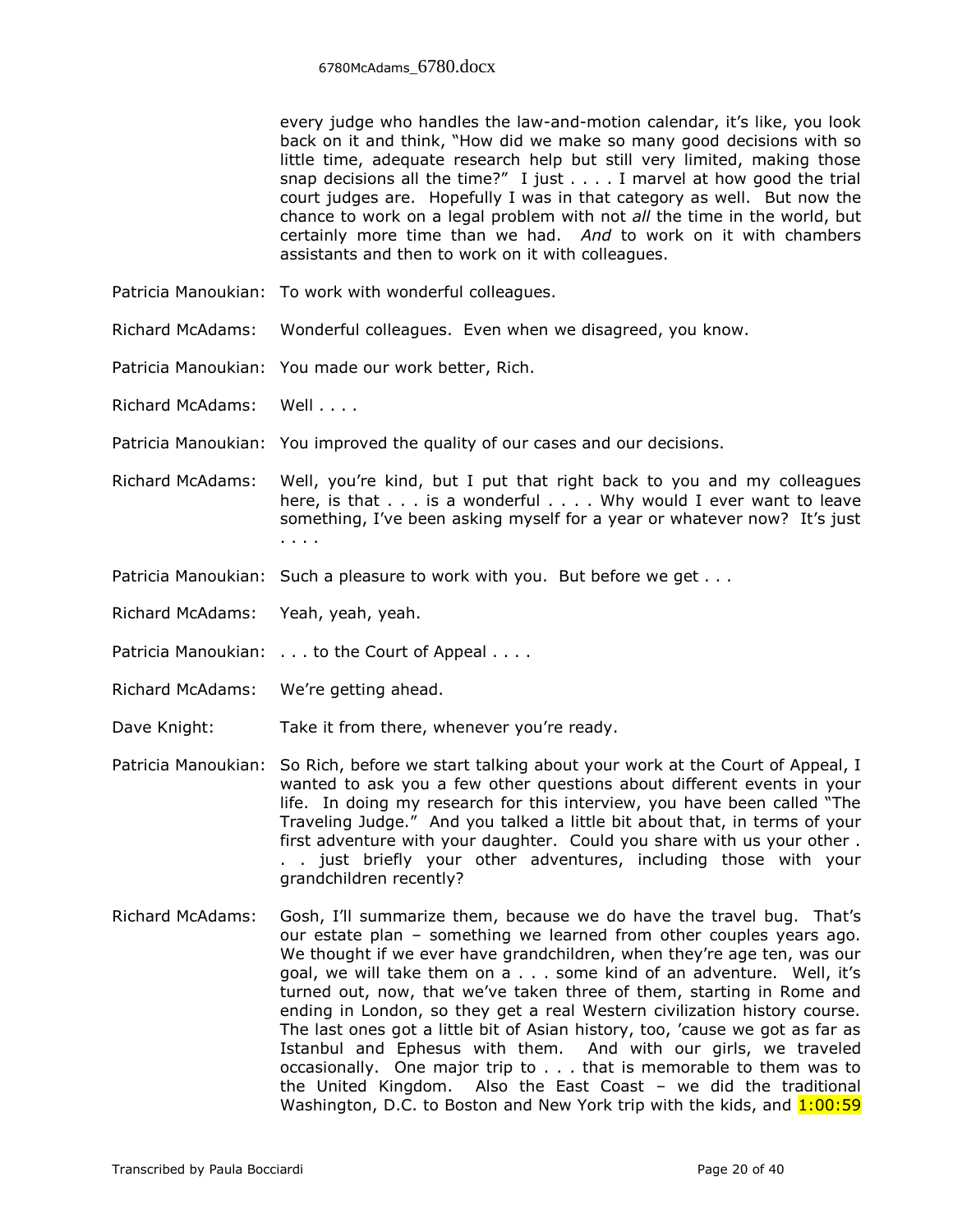every judge who handles the law-and-motion calendar, it's like, you look back on it and think, "How did we make so many good decisions with so little time, adequate research help but still very limited, making those snap decisions all the time?" I just . . . . I marvel at how good the trial court judges are. Hopefully I was in that category as well. But now the chance to work on a legal problem with not *all* the time in the world, but certainly more time than we had. *And* to work on it with chambers assistants and then to work on it with colleagues.

Patricia Manoukian: To work with wonderful colleagues.

Richard McAdams: Wonderful colleagues. Even when we disagreed, you know.

Patricia Manoukian: You made our work better, Rich.

Richard McAdams: Well . . . .

Patricia Manoukian: You improved the quality of our cases and our decisions.

Richard McAdams: Well, you're kind, but I put that right back to you and my colleagues here, is that . . . is a wonderful . . . . Why would I ever want to leave something, I've been asking myself for a year or whatever now? It's just . . . .

Patricia Manoukian: Such a pleasure to work with you. But before we get . . .

Richard McAdams: Yeah, yeah, yeah.

Patricia Manoukian: . . . to the Court of Appeal . . . .

Richard McAdams: We're getting ahead.

Dave Knight: Take it from there, whenever you're ready.

Patricia Manoukian: So Rich, before we start talking about your work at the Court of Appeal, I wanted to ask you a few other questions about different events in your life. In doing my research for this interview, you have been called "The Traveling Judge." And you talked a little bit about that, in terms of your first adventure with your daughter. Could you share with us your other . . . just briefly your other adventures, including those with your grandchildren recently?

Richard McAdams: Gosh, I'll summarize them, because we do have the travel bug. That's our estate plan – something we learned from other couples years ago. We thought if we ever have grandchildren, when they're age ten, was our goal, we will take them on a . . . some kind of an adventure. Well, it's turned out, now, that we've taken three of them, starting in Rome and ending in London, so they get a real Western civilization history course. The last ones got a little bit of Asian history, too, 'cause we got as far as Istanbul and Ephesus with them. And with our girls, we traveled occasionally. One major trip to . . . that is memorable to them was to the United Kingdom. Also the East Coast – we did the traditional Washington, D.C. to Boston and New York trip with the kids, and 1:00:59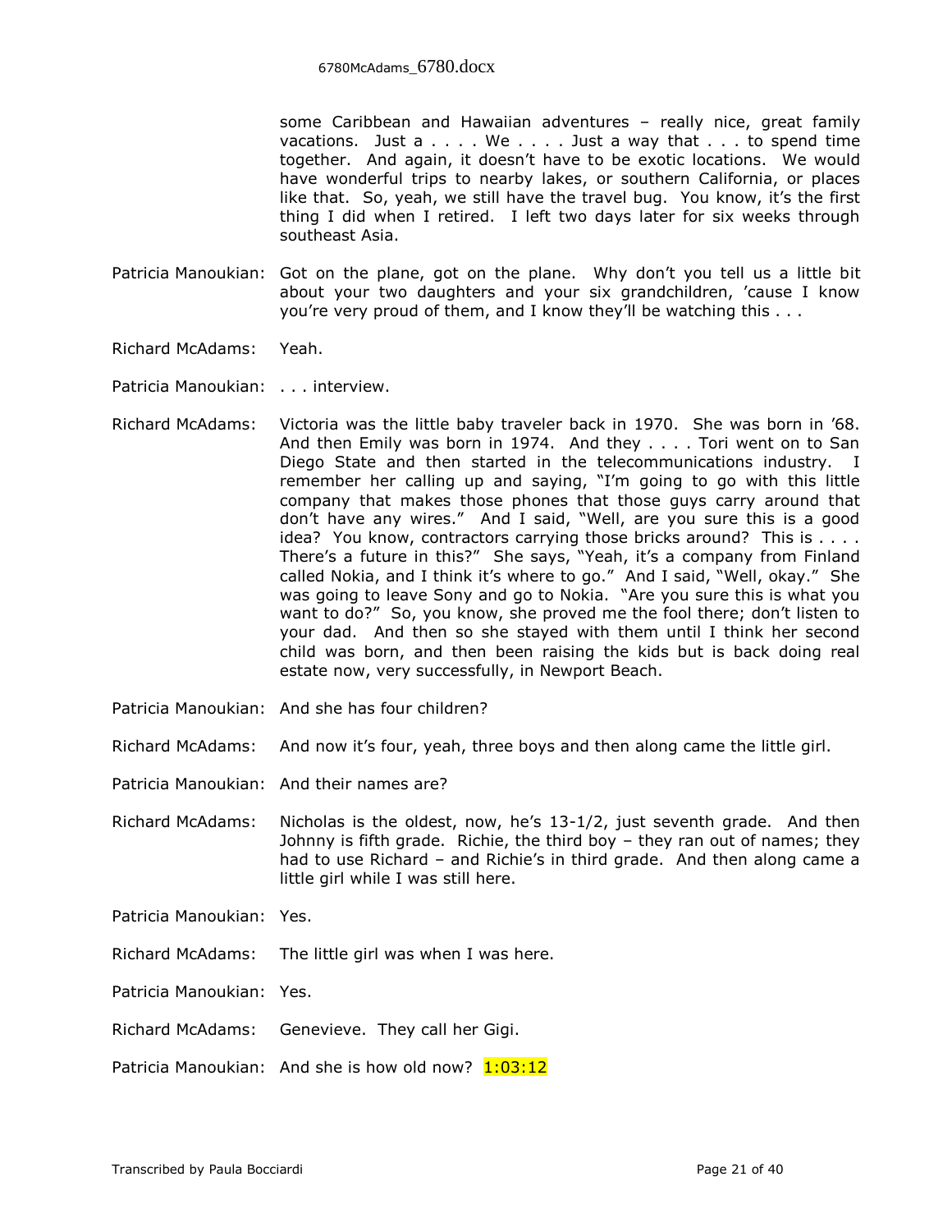some Caribbean and Hawaiian adventures – really nice, great family vacations. Just a . . . . We . . . . Just a way that . . . to spend time together. And again, it doesn't have to be exotic locations. We would have wonderful trips to nearby lakes, or southern California, or places like that. So, yeah, we still have the travel bug. You know, it's the first thing I did when I retired. I left two days later for six weeks through southeast Asia.

Patricia Manoukian: Got on the plane, got on the plane. Why don't you tell us a little bit about your two daughters and your six grandchildren, 'cause I know you're very proud of them, and I know they'll be watching this . . .

Richard McAdams: Yeah.

Patricia Manoukian: . . . interview.

Richard McAdams: Victoria was the little baby traveler back in 1970. She was born in '68. And then Emily was born in 1974. And they . . . . Tori went on to San Diego State and then started in the telecommunications industry. I remember her calling up and saying, "I'm going to go with this little company that makes those phones that those guys carry around that don't have any wires." And I said, "Well, are you sure this is a good idea? You know, contractors carrying those bricks around? This is . . . . There's a future in this?" She says, "Yeah, it's a company from Finland called Nokia, and I think it's where to go." And I said, "Well, okay." She was going to leave Sony and go to Nokia. "Are you sure this is what you want to do?" So, you know, she proved me the fool there; don't listen to your dad. And then so she stayed with them until I think her second child was born, and then been raising the kids but is back doing real estate now, very successfully, in Newport Beach.

Patricia Manoukian: And she has four children?

Richard McAdams: And now it's four, yeah, three boys and then along came the little girl.

Patricia Manoukian: And their names are?

Richard McAdams: Nicholas is the oldest, now, he's 13-1/2, just seventh grade. And then Johnny is fifth grade. Richie, the third boy – they ran out of names; they had to use Richard – and Richie's in third grade. And then along came a little girl while I was still here.

Patricia Manoukian: Yes.

Richard McAdams: The little girl was when I was here.

Patricia Manoukian: Yes.

Richard McAdams: Genevieve. They call her Gigi.

Patricia Manoukian: And she is how old now? 1:03:12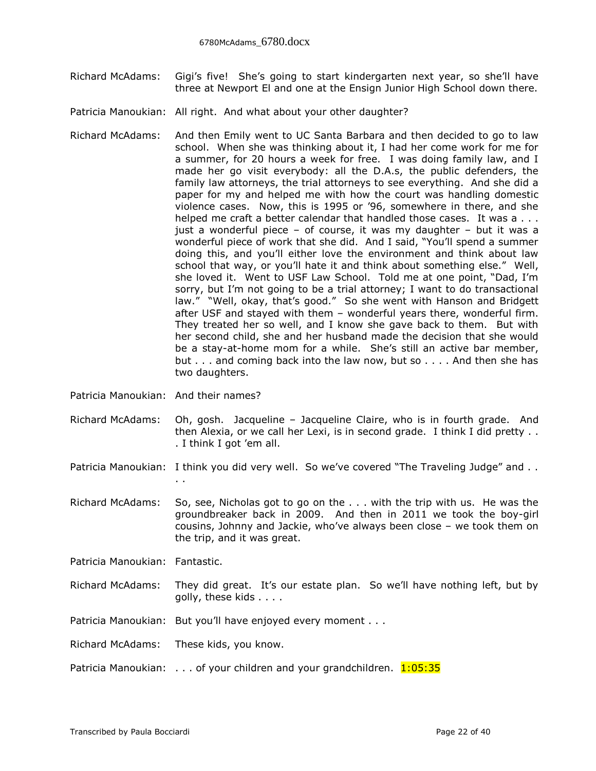Richard McAdams: Gigi's five! She's going to start kindergarten next year, so she'll have three at Newport El and one at the Ensign Junior High School down there.

Patricia Manoukian: All right. And what about your other daughter?

Richard McAdams: And then Emily went to UC Santa Barbara and then decided to go to law school. When she was thinking about it, I had her come work for me for a summer, for 20 hours a week for free. I was doing family law, and I made her go visit everybody: all the D.A.s, the public defenders, the family law attorneys, the trial attorneys to see everything. And she did a paper for my and helped me with how the court was handling domestic violence cases. Now, this is 1995 or '96, somewhere in there, and she helped me craft a better calendar that handled those cases. It was a . . . just a wonderful piece – of course, it was my daughter – but it was a wonderful piece of work that she did. And I said, "You'll spend a summer doing this, and you'll either love the environment and think about law school that way, or you'll hate it and think about something else." Well, she loved it. Went to USF Law School. Told me at one point, "Dad, I'm sorry, but I'm not going to be a trial attorney; I want to do transactional law." "Well, okay, that's good." So she went with Hanson and Bridgett after USF and stayed with them – wonderful years there, wonderful firm. They treated her so well, and I know she gave back to them. But with her second child, she and her husband made the decision that she would be a stay-at-home mom for a while. She's still an active bar member, but . . . and coming back into the law now, but so . . . . And then she has two daughters.

Patricia Manoukian: And their names?

Richard McAdams: Oh, gosh. Jacqueline – Jacqueline Claire, who is in fourth grade. And then Alexia, or we call her Lexi, is in second grade. I think I did pretty . . . I think I got 'em all.

Patricia Manoukian: I think you did very well. So we've covered "The Traveling Judge" and . . .

Richard McAdams: So, see, Nicholas got to go on the . . . with the trip with us. He was the groundbreaker back in 2009. And then in 2011 we took the boy-girl cousins, Johnny and Jackie, who've always been close – we took them on the trip, and it was great.

Patricia Manoukian: Fantastic.

Richard McAdams: They did great. It's our estate plan. So we'll have nothing left, but by golly, these kids . . . .

Patricia Manoukian: But you'll have enjoyed every moment . . .

Richard McAdams: These kids, you know.

Patricia Manoukian: . . . of your children and your grandchildren. 1:05:35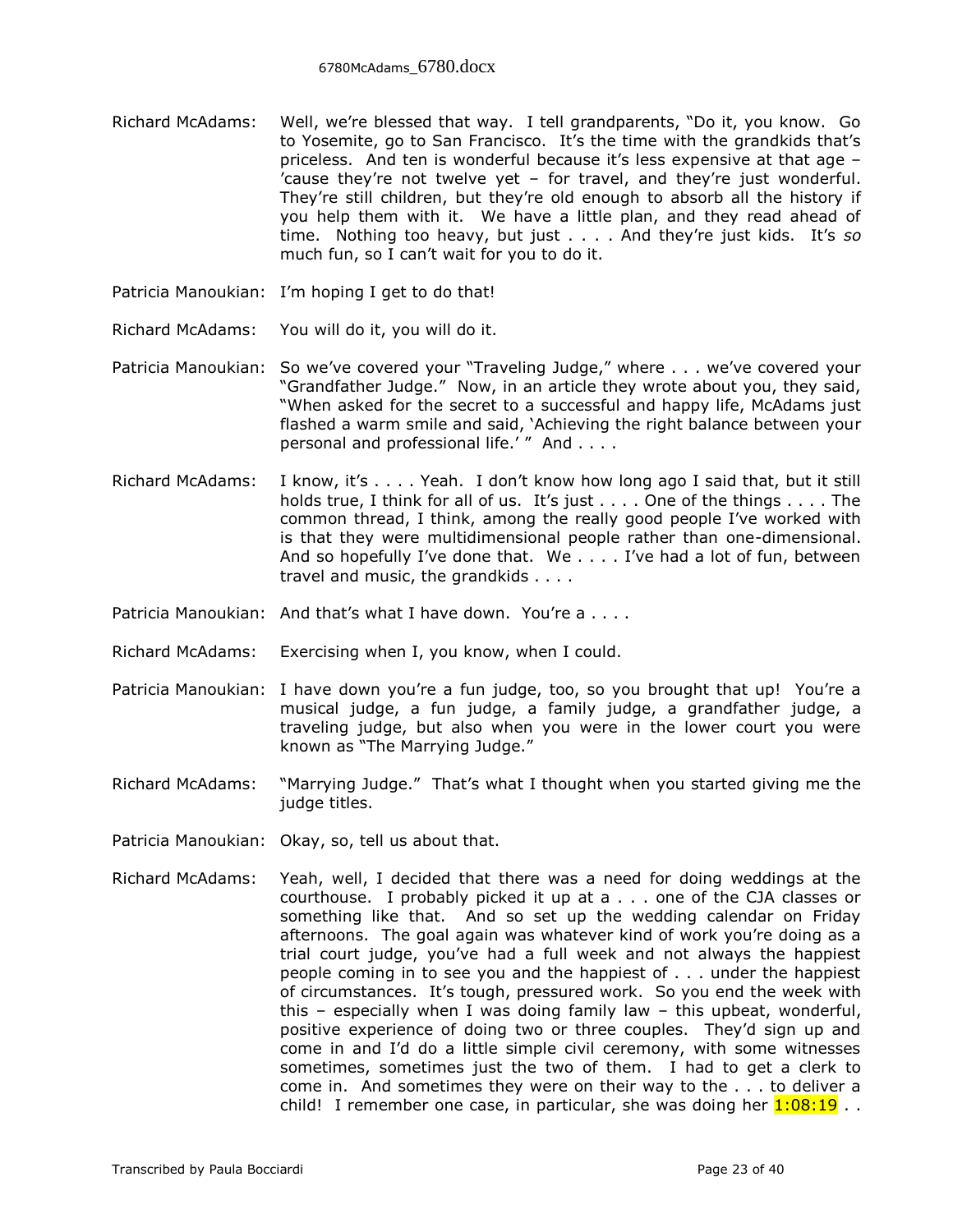Richard McAdams: Well, we're blessed that way. I tell grandparents, "Do it, you know. Go to Yosemite, go to San Francisco. It's the time with the grandkids that's priceless. And ten is wonderful because it's less expensive at that age – 'cause they're not twelve yet – for travel, and they're just wonderful. They're still children, but they're old enough to absorb all the history if you help them with it. We have a little plan, and they read ahead of time. Nothing too heavy, but just . . . . And they're just kids. It's *so* much fun, so I can't wait for you to do it.

Patricia Manoukian: I'm hoping I get to do that!

Richard McAdams: You will do it, you will do it.

Patricia Manoukian: So we've covered your "Traveling Judge," where . . . we've covered your "Grandfather Judge." Now, in an article they wrote about you, they said, "When asked for the secret to a successful and happy life, McAdams just flashed a warm smile and said, 'Achieving the right balance between your personal and professional life.' " And . . . .

Richard McAdams: I know, it's . . . . Yeah. I don't know how long ago I said that, but it still holds true, I think for all of us. It's just . . . . One of the things . . . . The common thread, I think, among the really good people I've worked with is that they were multidimensional people rather than one-dimensional. And so hopefully I've done that. We . . . . I've had a lot of fun, between travel and music, the grandkids . . . .

Patricia Manoukian: And that's what I have down. You're a . . . .

Richard McAdams: Exercising when I, you know, when I could.

Patricia Manoukian: I have down you're a fun judge, too, so you brought that up! You're a musical judge, a fun judge, a family judge, a grandfather judge, a traveling judge, but also when you were in the lower court you were known as "The Marrying Judge."

Richard McAdams: "Marrying Judge." That's what I thought when you started giving me the judge titles.

Patricia Manoukian: Okay, so, tell us about that.

Richard McAdams: Yeah, well, I decided that there was a need for doing weddings at the courthouse. I probably picked it up at a . . . one of the CJA classes or something like that. And so set up the wedding calendar on Friday afternoons. The goal again was whatever kind of work you're doing as a trial court judge, you've had a full week and not always the happiest people coming in to see you and the happiest of . . . under the happiest of circumstances. It's tough, pressured work. So you end the week with this – especially when I was doing family law – this upbeat, wonderful, positive experience of doing two or three couples. They'd sign up and come in and I'd do a little simple civil ceremony, with some witnesses sometimes, sometimes just the two of them. I had to get a clerk to come in. And sometimes they were on their way to the . . . to deliver a child! I remember one case, in particular, she was doing her 1:08:19 . .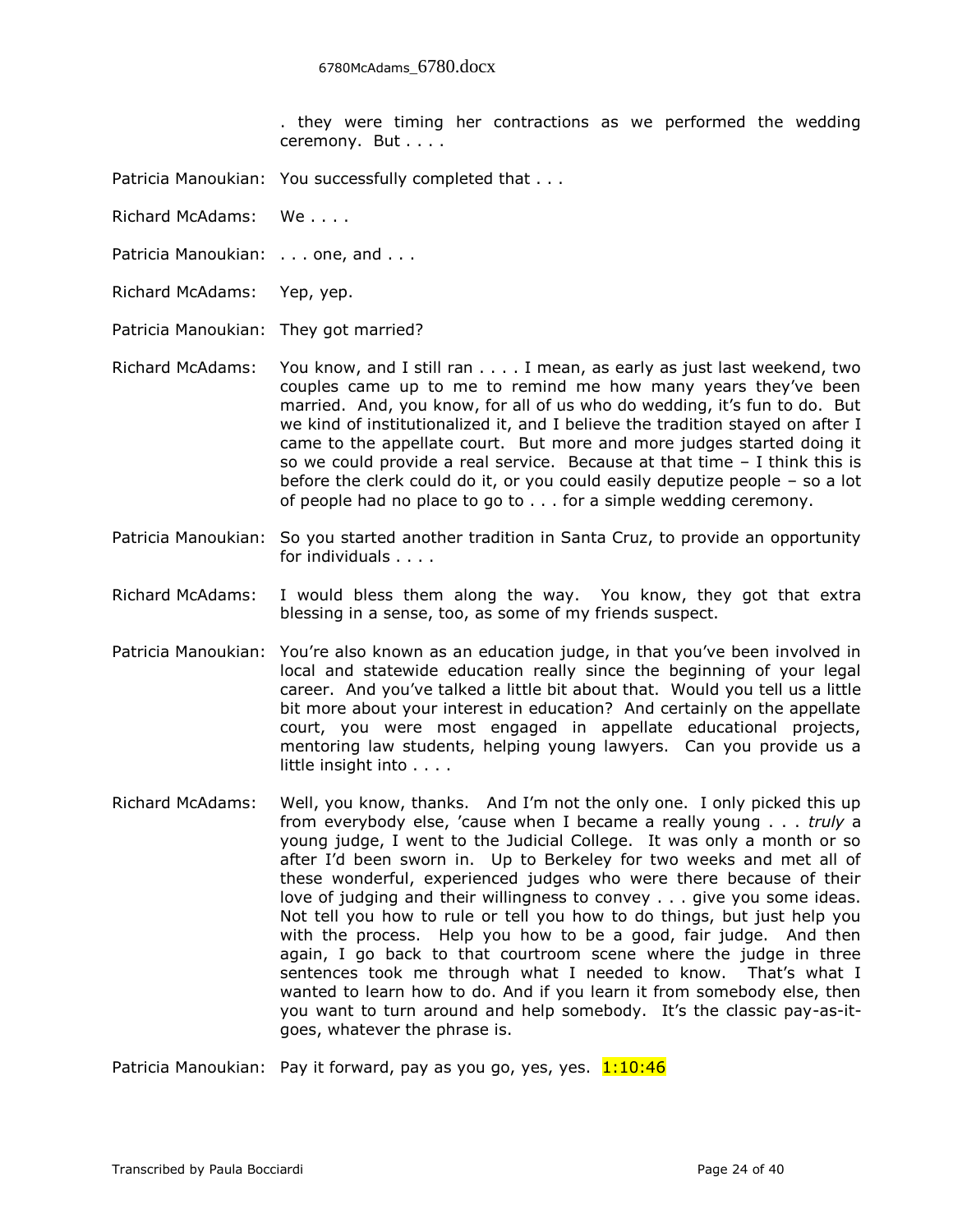. they were timing her contractions as we performed the wedding ceremony. But . . . .

Patricia Manoukian: You successfully completed that . . .

Richard McAdams: We . . . .

Patricia Manoukian: . . . one, and . . .

Richard McAdams: Yep, yep.

Patricia Manoukian: They got married?

Richard McAdams: You know, and I still ran . . . . I mean, as early as just last weekend, two couples came up to me to remind me how many years they've been married. And, you know, for all of us who do wedding, it's fun to do. But we kind of institutionalized it, and I believe the tradition stayed on after I came to the appellate court. But more and more judges started doing it so we could provide a real service. Because at that time – I think this is before the clerk could do it, or you could easily deputize people – so a lot of people had no place to go to . . . for a simple wedding ceremony.

Patricia Manoukian: So you started another tradition in Santa Cruz, to provide an opportunity for individuals . . . .

Richard McAdams: I would bless them along the way. You know, they got that extra blessing in a sense, too, as some of my friends suspect.

Patricia Manoukian: You're also known as an education judge, in that you've been involved in local and statewide education really since the beginning of your legal career. And you've talked a little bit about that. Would you tell us a little bit more about your interest in education? And certainly on the appellate court, you were most engaged in appellate educational projects, mentoring law students, helping young lawyers. Can you provide us a little insight into . . . .

Richard McAdams: Well, you know, thanks. And I'm not the only one. I only picked this up from everybody else, 'cause when I became a really young . . . *truly* a young judge, I went to the Judicial College. It was only a month or so after I'd been sworn in. Up to Berkeley for two weeks and met all of these wonderful, experienced judges who were there because of their love of judging and their willingness to convey . . . give you some ideas. Not tell you how to rule or tell you how to do things, but just help you with the process. Help you how to be a good, fair judge. And then again, I go back to that courtroom scene where the judge in three sentences took me through what I needed to know. That's what I wanted to learn how to do. And if you learn it from somebody else, then you want to turn around and help somebody. It's the classic pay-as-it-goes, whatever the phrase is.

Patricia Manoukian: Pay it forward, pay as you go, yes, yes. 1:10:46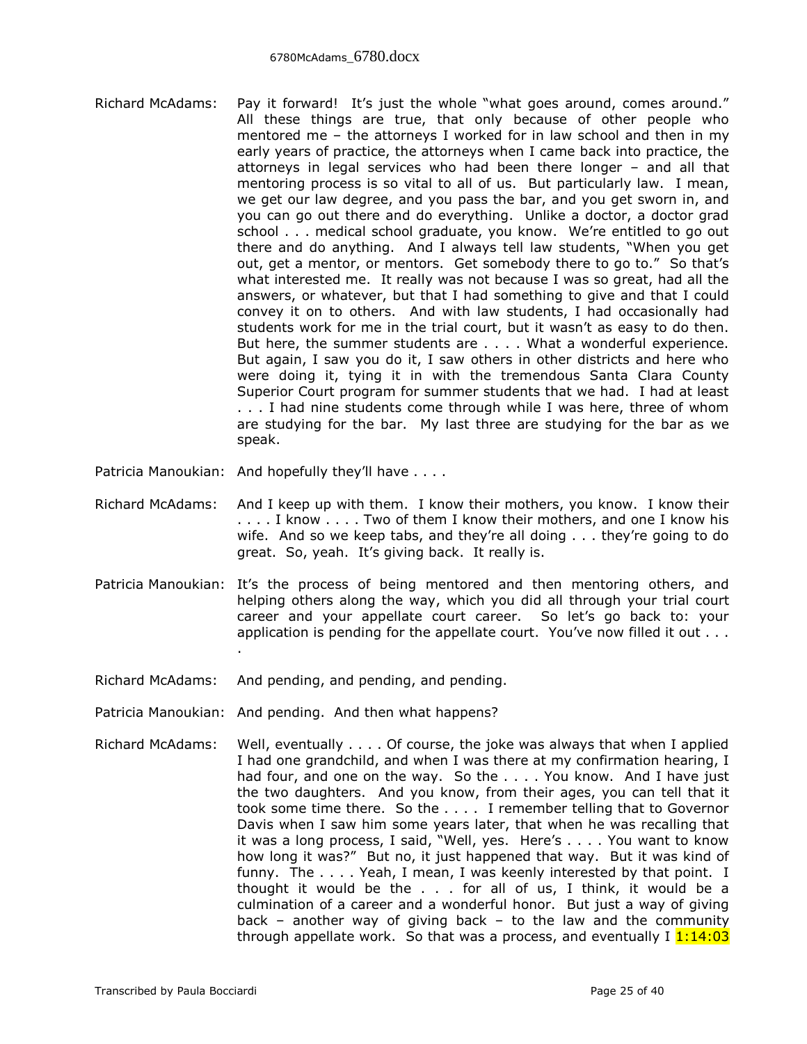Richard McAdams: Pay it forward! It's just the whole "what goes around, comes around." All these things are true, that only because of other people who mentored me – the attorneys I worked for in law school and then in my early years of practice, the attorneys when I came back into practice, the attorneys in legal services who had been there longer – and all that mentoring process is so vital to all of us. But particularly law. I mean, we get our law degree, and you pass the bar, and you get sworn in, and you can go out there and do everything. Unlike a doctor, a doctor grad school . . . medical school graduate, you know. We're entitled to go out there and do anything. And I always tell law students, "When you get out, get a mentor, or mentors. Get somebody there to go to." So that's what interested me. It really was not because I was so great, had all the answers, or whatever, but that I had something to give and that I could convey it on to others. And with law students, I had occasionally had students work for me in the trial court, but it wasn't as easy to do then. But here, the summer students are . . . . What a wonderful experience. But again, I saw you do it, I saw others in other districts and here who were doing it, tying it in with the tremendous Santa Clara County Superior Court program for summer students that we had. I had at least . . . I had nine students come through while I was here, three of whom are studying for the bar. My last three are studying for the bar as we speak.

Patricia Manoukian: And hopefully they'll have . . . .

Richard McAdams: And I keep up with them. I know their mothers, you know. I know their . . . . I know . . . . Two of them I know their mothers, and one I know his wife. And so we keep tabs, and they're all doing . . . they're going to do great. So, yeah. It's giving back. It really is.

Patricia Manoukian: It's the process of being mentored and then mentoring others, and helping others along the way, which you did all through your trial court career and your appellate court career. So let's go back to: your application is pending for the appellate court. You've now filled it out . . . .

Richard McAdams: And pending, and pending, and pending.

Patricia Manoukian: And pending. And then what happens?

Richard McAdams: Well, eventually . . . . Of course, the joke was always that when I applied I had one grandchild, and when I was there at my confirmation hearing, I had four, and one on the way. So the . . . . You know. And I have just the two daughters. And you know, from their ages, you can tell that it took some time there. So the . . . . I remember telling that to Governor Davis when I saw him some years later, that when he was recalling that it was a long process, I said, "Well, yes. Here's . . . . You want to know how long it was?" But no, it just happened that way. But it was kind of funny. The . . . . Yeah, I mean, I was keenly interested by that point. I thought it would be the . . . for all of us, I think, it would be a culmination of a career and a wonderful honor. But just a way of giving back – another way of giving back – to the law and the community through appellate work. So that was a process, and eventually I 1:14:03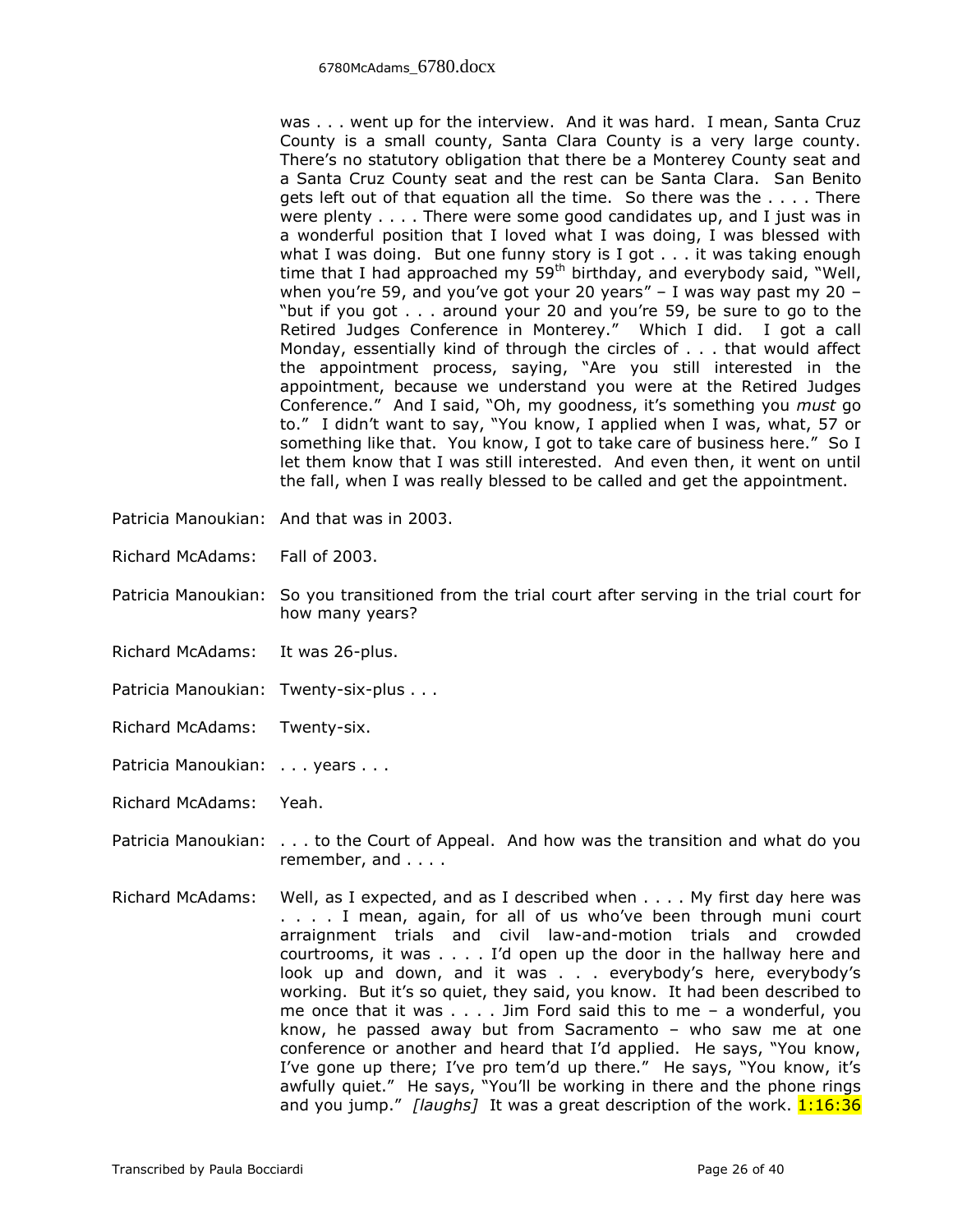was . . . went up for the interview. And it was hard. I mean, Santa Cruz County is a small county, Santa Clara County is a very large county. There's no statutory obligation that there be a Monterey County seat and a Santa Cruz County seat and the rest can be Santa Clara. San Benito gets left out of that equation all the time. So there was the . . . . There were plenty . . . . There were some good candidates up, and I just was in a wonderful position that I loved what I was doing, I was blessed with what I was doing. But one funny story is I got . . . it was taking enough time that I had approached my 59th birthday, and everybody said, "Well, when you're 59, and you've got your 20 years" – I was way past my 20 – "but if you got . . . around your 20 and you're 59, be sure to go to the Retired Judges Conference in Monterey." Which I did. I got a call Monday, essentially kind of through the circles of . . . that would affect the appointment process, saying, "Are you still interested in the appointment, because we understand you were at the Retired Judges Conference." And I said, "Oh, my goodness, it's something you *must* go to." I didn't want to say, "You know, I applied when I was, what, 57 or something like that. You know, I got to take care of business here." So I let them know that I was still interested. And even then, it went on until the fall, when I was really blessed to be called and get the appointment.

Patricia Manoukian: And that was in 2003.

Richard McAdams: Fall of 2003.

Patricia Manoukian: So you transitioned from the trial court after serving in the trial court for how many years?

Richard McAdams: It was 26-plus.

Patricia Manoukian: Twenty-six-plus . . .

Richard McAdams: Twenty-six.

Patricia Manoukian: . . . years . . .

Richard McAdams: Yeah.

Patricia Manoukian: . . . to the Court of Appeal. And how was the transition and what do you remember, and . . . .

Richard McAdams: Well, as I expected, and as I described when . . . . My first day here was . . . . I mean, again, for all of us who've been through muni court arraignment trials and civil law-and-motion trials and crowded courtrooms, it was . . . . I'd open up the door in the hallway here and look up and down, and it was . . . everybody's here, everybody's working. But it's so quiet, they said, you know. It had been described to me once that it was . . . . Jim Ford said this to me – a wonderful, you know, he passed away but from Sacramento – who saw me at one conference or another and heard that I'd applied. He says, "You know, I've gone up there; I've pro tem'd up there." He says, "You know, it's awfully quiet." He says, "You'll be working in there and the phone rings and you jump." *[laughs]* It was a great description of the work. 1:16:36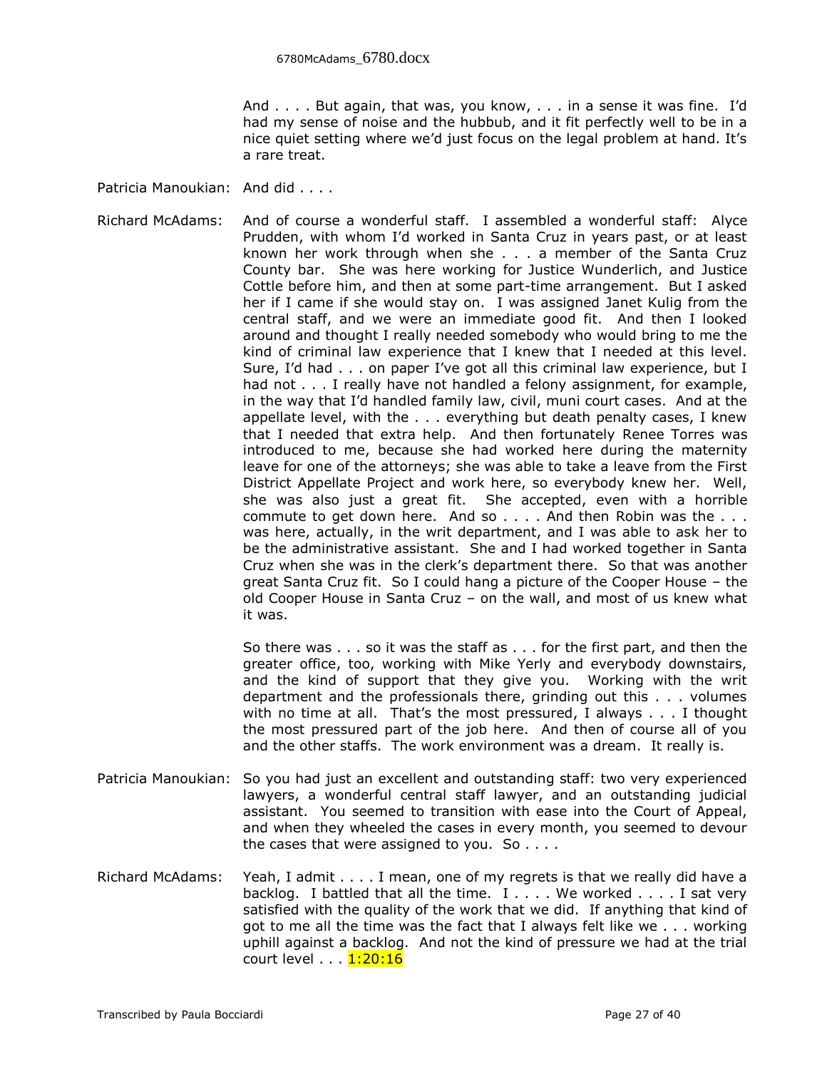And . . . . But again, that was, you know, . . . in a sense it was fine. I'd had my sense of noise and the hubbub, and it fit perfectly well to be in a nice quiet setting where we'd just focus on the legal problem at hand. It's a rare treat.

Patricia Manoukian: And did . . . .

Richard McAdams: And of course a wonderful staff. I assembled a wonderful staff: Alyce Prudden, with whom I'd worked in Santa Cruz in years past, or at least known her work through when she . . . a member of the Santa Cruz County bar. She was here working for Justice Wunderlich, and Justice Cottle before him, and then at some part-time arrangement. But I asked her if I came if she would stay on. I was assigned Janet Kulig from the central staff, and we were an immediate good fit. And then I looked around and thought I really needed somebody who would bring to me the kind of criminal law experience that I knew that I needed at this level. Sure, I'd had . . . on paper I've got all this criminal law experience, but I had not . . . I really have not handled a felony assignment, for example, in the way that I'd handled family law, civil, muni court cases. And at the appellate level, with the . . . everything but death penalty cases, I knew that I needed that extra help. And then fortunately Renee Torres was introduced to me, because she had worked here during the maternity leave for one of the attorneys; she was able to take a leave from the First District Appellate Project and work here, so everybody knew her. Well, she was also just a great fit. She accepted, even with a horrible commute to get down here. And so . . . . And then Robin was the . . . was here, actually, in the writ department, and I was able to ask her to be the administrative assistant. She and I had worked together in Santa Cruz when she was in the clerk's department there. So that was another great Santa Cruz fit. So I could hang a picture of the Cooper House – the old Cooper House in Santa Cruz – on the wall, and most of us knew what it was.

So there was . . . so it was the staff as . . . for the first part, and then the greater office, too, working with Mike Yerly and everybody downstairs, and the kind of support that they give you. Working with the writ department and the professionals there, grinding out this . . . volumes with no time at all. That's the most pressured, I always . . . I thought the most pressured part of the job here. And then of course all of you and the other staffs. The work environment was a dream. It really is.

Patricia Manoukian: So you had just an excellent and outstanding staff: two very experienced lawyers, a wonderful central staff lawyer, and an outstanding judicial assistant. You seemed to transition with ease into the Court of Appeal, and when they wheeled the cases in every month, you seemed to devour the cases that were assigned to you. So . . . .

Richard McAdams: Yeah, I admit . . . . I mean, one of my regrets is that we really did have a backlog. I battled that all the time. I . . . . We worked . . . . I sat very satisfied with the quality of the work that we did. If anything that kind of got to me all the time was the fact that I always felt like we . . . working uphill against a backlog. And not the kind of pressure we had at the trial court level . . . 1:20:16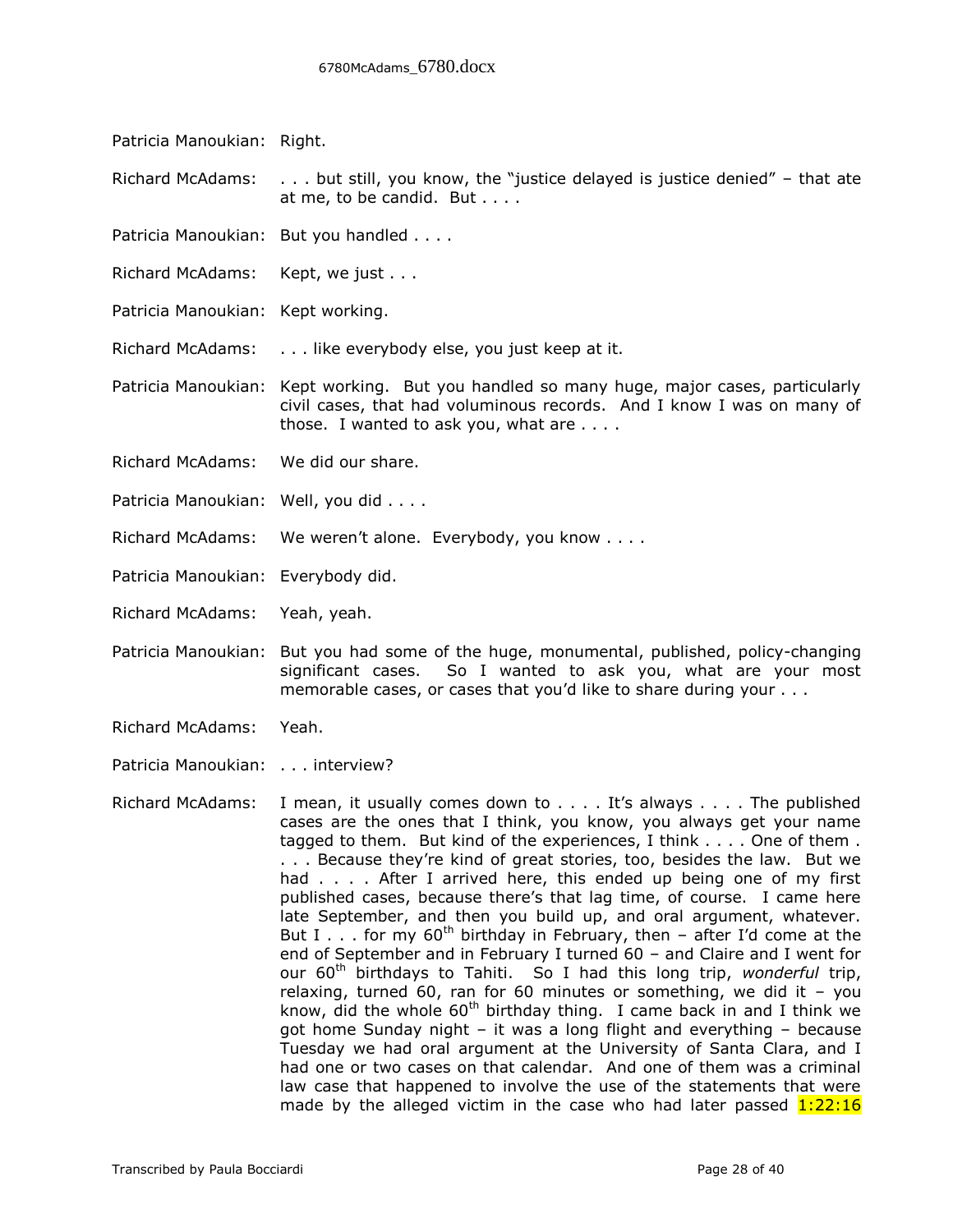Patricia Manoukian: Right.

Richard McAdams: . . . but still, you know, the "justice delayed is justice denied" – that ate at me, to be candid. But . . . .

Patricia Manoukian: But you handled . . . .

Richard McAdams: Kept, we just . . .

Patricia Manoukian: Kept working.

Richard McAdams: . . . like everybody else, you just keep at it.

Patricia Manoukian: Kept working. But you handled so many huge, major cases, particularly civil cases, that had voluminous records. And I know I was on many of those. I wanted to ask you, what are . . . .

Richard McAdams: We did our share.

Patricia Manoukian: Well, you did . . . .

Richard McAdams: We weren't alone. Everybody, you know . . . .

Patricia Manoukian: Everybody did.

Richard McAdams: Yeah, yeah.

Patricia Manoukian: But you had some of the huge, monumental, published, policy-changing significant cases. So I wanted to ask you, what are your most memorable cases, or cases that you'd like to share during your . . .

Richard McAdams: Yeah.

Patricia Manoukian: . . . interview?

Richard McAdams: I mean, it usually comes down to . . . . It's always . . . . The published cases are the ones that I think, you know, you always get your name tagged to them. But kind of the experiences, I think . . . . One of them . . . . Because they're kind of great stories, too, besides the law. But we had . . . . After I arrived here, this ended up being one of my first published cases, because there's that lag time, of course. I came here late September, and then you build up, and oral argument, whatever. But I . . . for my 60th birthday in February, then – after I'd come at the end of September and in February I turned 60 – and Claire and I went for our 60th birthdays to Tahiti. So I had this long trip, *wonderful* trip, relaxing, turned 60, ran for 60 minutes or something, we did it – you know, did the whole 60th birthday thing. I came back in and I think we got home Sunday night – it was a long flight and everything – because Tuesday we had oral argument at the University of Santa Clara, and I had one or two cases on that calendar. And one of them was a criminal law case that happened to involve the use of the statements that were made by the alleged victim in the case who had later passed 1:22:16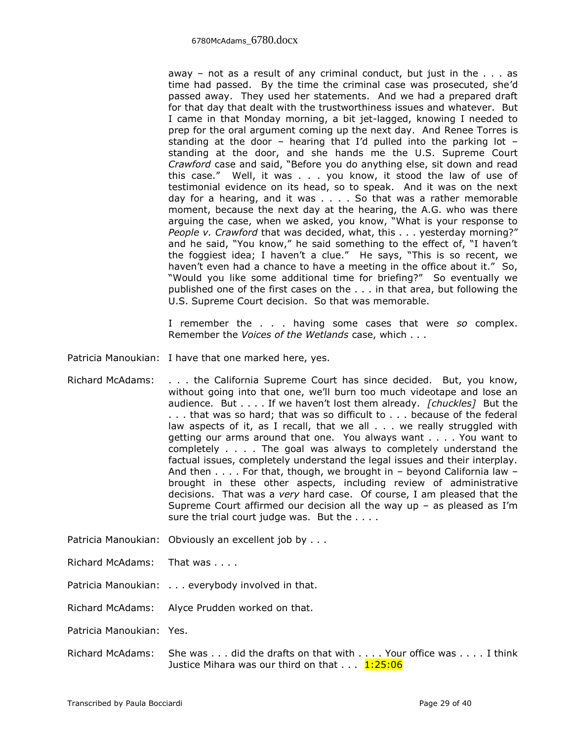away – not as a result of any criminal conduct, but just in the . . . as time had passed. By the time the criminal case was prosecuted, she'd passed away. They used her statements. And we had a prepared draft for that day that dealt with the trustworthiness issues and whatever. But I came in that Monday morning, a bit jet-lagged, knowing I needed to prep for the oral argument coming up the next day. And Renee Torres is standing at the door – hearing that I'd pulled into the parking lot – standing at the door, and she hands me the U.S. Supreme Court *Crawford* case and said, "Before you do anything else, sit down and read this case." Well, it was . . . you know, it stood the law of use of testimonial evidence on its head, so to speak. And it was on the next day for a hearing, and it was . . . . So that was a rather memorable moment, because the next day at the hearing, the A.G. who was there arguing the case, when we asked, you know, "What is your response to *People v. Crawford* that was decided, what, this . . . yesterday morning?" and he said, "You know," he said something to the effect of, "I haven't the foggiest idea; I haven't a clue." He says, "This is so recent, we haven't even had a chance to have a meeting in the office about it." So, "Would you like some additional time for briefing?" So eventually we published one of the first cases on the . . . in that area, but following the U.S. Supreme Court decision. So that was memorable.

I remember the . . . having some cases that were *so* complex. Remember the *Voices of the Wetlands* case, which . . .

Patricia Manoukian: I have that one marked here, yes.

Richard McAdams: . . . the California Supreme Court has since decided. But, you know, without going into that one, we'll burn too much videotape and lose an audience. But . . . . If we haven't lost them already. *[chuckles]* But the . . . that was so hard; that was so difficult to . . . because of the federal law aspects of it, as I recall, that we all . . . we really struggled with getting our arms around that one. You always want . . . . You want to completely . . . . The goal was always to completely understand the factual issues, completely understand the legal issues and their interplay. And then . . . . For that, though, we brought in – beyond California law – brought in these other aspects, including review of administrative decisions. That was a *very* hard case. Of course, I am pleased that the Supreme Court affirmed our decision all the way up – as pleased as I'm sure the trial court judge was. But the . . . .

Patricia Manoukian: Obviously an excellent job by . . .

Richard McAdams: That was . . . .

Patricia Manoukian: . . . everybody involved in that.

Richard McAdams: Alyce Prudden worked on that.

Patricia Manoukian: Yes.

Richard McAdams: She was . . . did the drafts on that with . . . . Your office was . . . . I think Justice Mihara was our third on that . . . 1:25:06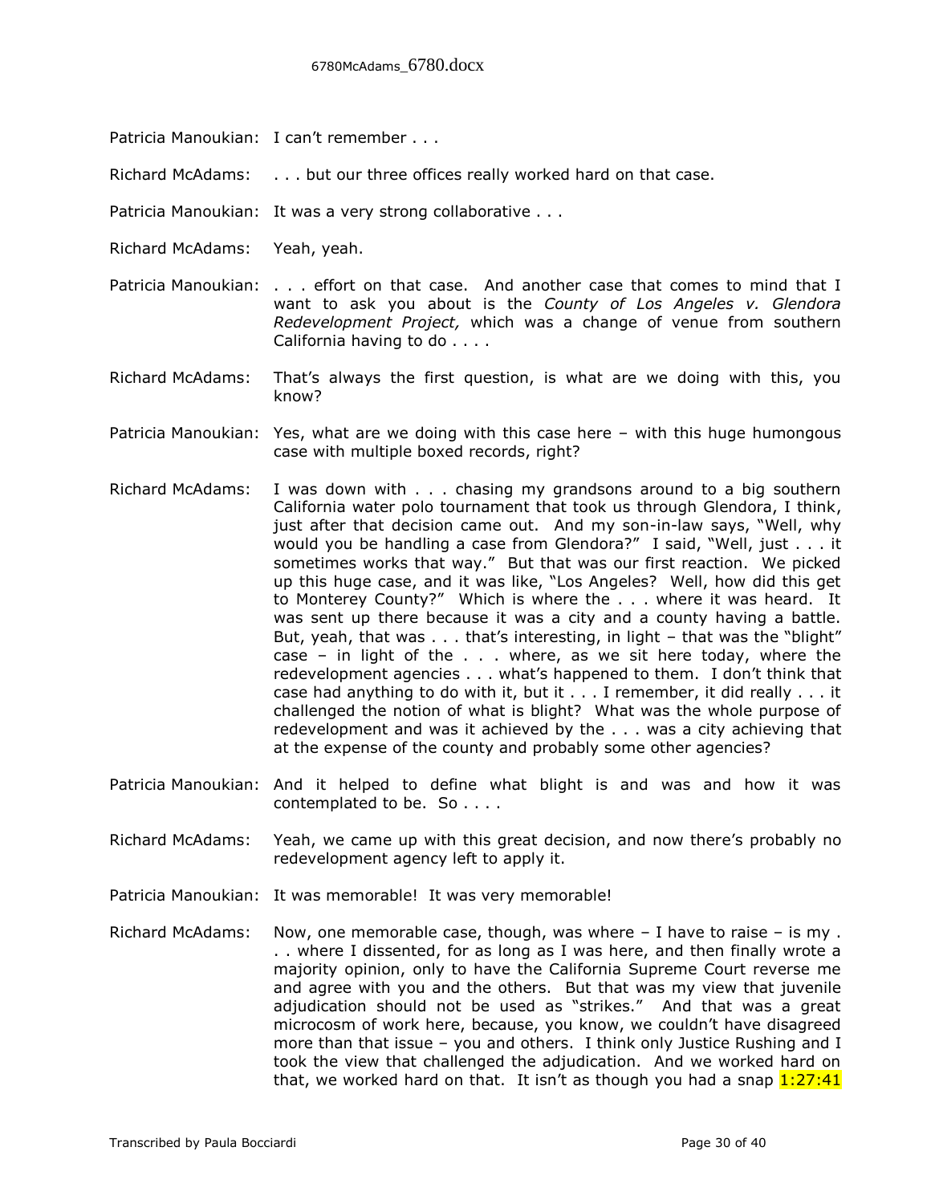Patricia Manoukian: I can't remember . . .

Richard McAdams: . . . but our three offices really worked hard on that case.

Patricia Manoukian: It was a very strong collaborative . . .

Richard McAdams: Yeah, yeah.

Patricia Manoukian: . . . effort on that case. And another case that comes to mind that I want to ask you about is the *County of Los Angeles v. Glendora Redevelopment Project,* which was a change of venue from southern California having to do . . . .

Richard McAdams: That's always the first question, is what are we doing with this, you know?

Patricia Manoukian: Yes, what are we doing with this case here – with this huge humongous case with multiple boxed records, right?

Richard McAdams: I was down with . . . chasing my grandsons around to a big southern California water polo tournament that took us through Glendora, I think, just after that decision came out. And my son-in-law says, "Well, why would you be handling a case from Glendora?" I said, "Well, just . . . it sometimes works that way." But that was our first reaction. We picked up this huge case, and it was like, "Los Angeles? Well, how did this get to Monterey County?" Which is where the . . . where it was heard. It was sent up there because it was a city and a county having a battle. But, yeah, that was . . . that's interesting, in light – that was the "blight" case – in light of the . . . where, as we sit here today, where the redevelopment agencies . . . what's happened to them. I don't think that case had anything to do with it, but it . . . I remember, it did really . . . it challenged the notion of what is blight? What was the whole purpose of redevelopment and was it achieved by the . . . was a city achieving that at the expense of the county and probably some other agencies?

Patricia Manoukian: And it helped to define what blight is and was and how it was contemplated to be. So . . . .

Richard McAdams: Yeah, we came up with this great decision, and now there's probably no redevelopment agency left to apply it.

Patricia Manoukian: It was memorable! It was very memorable!

Richard McAdams: Now, one memorable case, though, was where – I have to raise – is my . . . where I dissented, for as long as I was here, and then finally wrote a majority opinion, only to have the California Supreme Court reverse me and agree with you and the others. But that was my view that juvenile adjudication should not be used as "strikes." And that was a great microcosm of work here, because, you know, we couldn't have disagreed more than that issue – you and others. I think only Justice Rushing and I took the view that challenged the adjudication. And we worked hard on that, we worked hard on that. It isn't as though you had a snap 1:27:41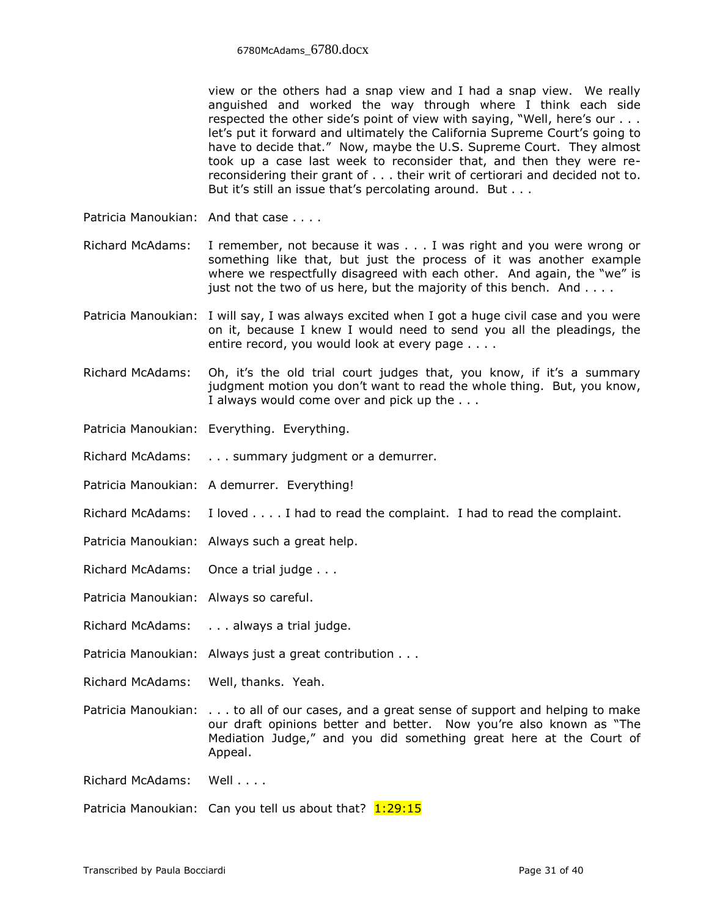view or the others had a snap view and I had a snap view. We really anguished and worked the way through where I think each side respected the other side's point of view with saying, "Well, here's our . . . let's put it forward and ultimately the California Supreme Court's going to have to decide that." Now, maybe the U.S. Supreme Court. They almost took up a case last week to reconsider that, and then they were re-reconsidering their grant of . . . their writ of certiorari and decided not to. But it's still an issue that's percolating around. But . . .

Patricia Manoukian: And that case . . . .

Richard McAdams: I remember, not because it was . . . I was right and you were wrong or something like that, but just the process of it was another example where we respectfully disagreed with each other. And again, the "we" is just not the two of us here, but the majority of this bench. And . . . .

Patricia Manoukian: I will say, I was always excited when I got a huge civil case and you were on it, because I knew I would need to send you all the pleadings, the entire record, you would look at every page . . . .

Richard McAdams: Oh, it's the old trial court judges that, you know, if it's a summary judgment motion you don't want to read the whole thing. But, you know, I always would come over and pick up the . . .

Patricia Manoukian: Everything. Everything.

Richard McAdams: . . . summary judgment or a demurrer.

Patricia Manoukian: A demurrer. Everything!

Richard McAdams: I loved . . . . I had to read the complaint. I had to read the complaint.

Patricia Manoukian: Always such a great help.

Richard McAdams: Once a trial judge . . .

Patricia Manoukian: Always so careful.

Richard McAdams: . . . always a trial judge.

Patricia Manoukian: Always just a great contribution . . .

Richard McAdams: Well, thanks. Yeah.

Patricia Manoukian: . . . to all of our cases, and a great sense of support and helping to make our draft opinions better and better. Now you're also known as "The Mediation Judge," and you did something great here at the Court of Appeal.

Richard McAdams: Well . . . .

Patricia Manoukian: Can you tell us about that? 1:29:15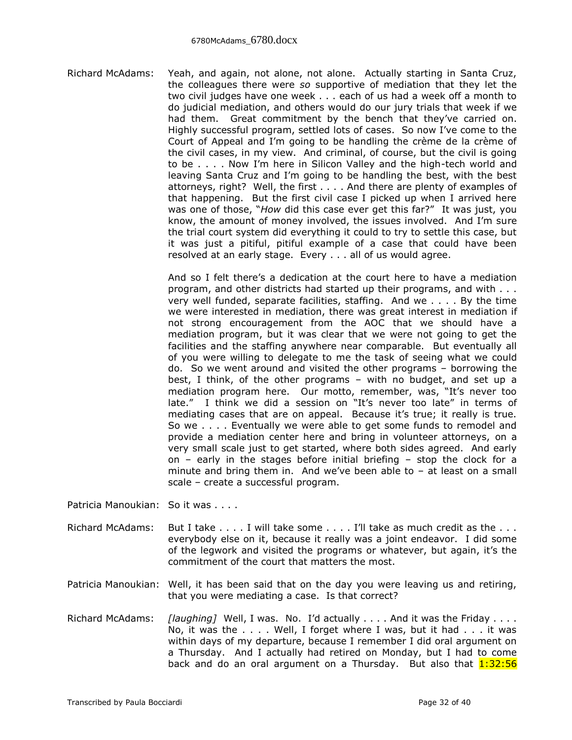Richard McAdams: Yeah, and again, not alone, not alone. Actually starting in Santa Cruz, the colleagues there were *so* supportive of mediation that they let the two civil judges have one week . . . each of us had a week off a month to do judicial mediation, and others would do our jury trials that week if we had them. Great commitment by the bench that they've carried on. Highly successful program, settled lots of cases. So now I've come to the Court of Appeal and I'm going to be handling the crème de la crème of the civil cases, in my view. And criminal, of course, but the civil is going to be . . . . Now I'm here in Silicon Valley and the high-tech world and leaving Santa Cruz and I'm going to be handling the best, with the best attorneys, right? Well, the first . . . . And there are plenty of examples of that happening. But the first civil case I picked up when I arrived here was one of those, "*How* did this case ever get this far?" It was just, you know, the amount of money involved, the issues involved. And I'm sure the trial court system did everything it could to try to settle this case, but it was just a pitiful, pitiful example of a case that could have been resolved at an early stage. Every . . . all of us would agree.

And so I felt there's a dedication at the court here to have a mediation program, and other districts had started up their programs, and with . . . very well funded, separate facilities, staffing. And we . . . . By the time we were interested in mediation, there was great interest in mediation if not strong encouragement from the AOC that we should have a mediation program, but it was clear that we were not going to get the facilities and the staffing anywhere near comparable. But eventually all of you were willing to delegate to me the task of seeing what we could do. So we went around and visited the other programs – borrowing the best, I think, of the other programs – with no budget, and set up a mediation program here. Our motto, remember, was, "It's never too late." I think we did a session on "It's never too late" in terms of mediating cases that are on appeal. Because it's true; it really is true. So we . . . . Eventually we were able to get some funds to remodel and provide a mediation center here and bring in volunteer attorneys, on a very small scale just to get started, where both sides agreed. And early on – early in the stages before initial briefing – stop the clock for a minute and bring them in. And we've been able to – at least on a small scale – create a successful program.

Patricia Manoukian: So it was . . . .

Richard McAdams: But I take . . . . I will take some . . . . I'll take as much credit as the . . . everybody else on it, because it really was a joint endeavor. I did some of the legwork and visited the programs or whatever, but again, it's the commitment of the court that matters the most.

Patricia Manoukian: Well, it has been said that on the day you were leaving us and retiring, that you were mediating a case. Is that correct?

Richard McAdams: *[laughing]* Well, I was. No. I'd actually . . . . And it was the Friday . . . . No, it was the . . . . Well, I forget where I was, but it had . . . it was within days of my departure, because I remember I did oral argument on a Thursday. And I actually had retired on Monday, but I had to come back and do an oral argument on a Thursday. But also that 1:32:56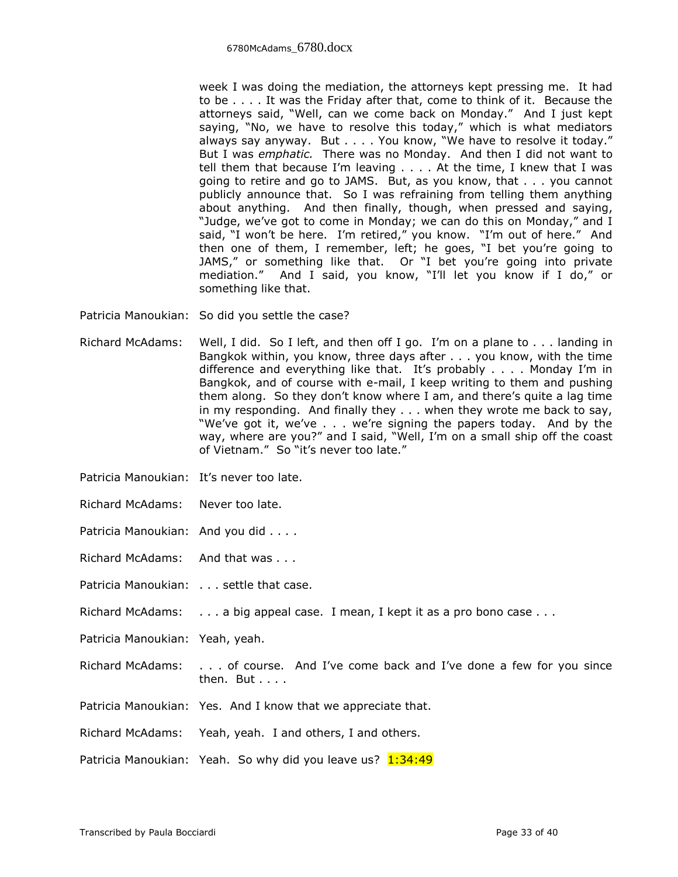week I was doing the mediation, the attorneys kept pressing me. It had to be . . . . It was the Friday after that, come to think of it. Because the attorneys said, "Well, can we come back on Monday." And I just kept saying, "No, we have to resolve this today," which is what mediators always say anyway. But . . . . You know, "We have to resolve it today." But I was *emphatic.* There was no Monday. And then I did not want to tell them that because I'm leaving . . . . At the time, I knew that I was going to retire and go to JAMS. But, as you know, that . . . you cannot publicly announce that. So I was refraining from telling them anything about anything. And then finally, though, when pressed and saying, "Judge, we've got to come in Monday; we can do this on Monday," and I said, "I won't be here. I'm retired," you know. "I'm out of here." And then one of them, I remember, left; he goes, "I bet you're going to JAMS," or something like that. Or "I bet you're going into private mediation." And I said, you know, "I'll let you know if I do," or something like that.

Patricia Manoukian: So did you settle the case?

Richard McAdams: Well, I did. So I left, and then off I go. I'm on a plane to . . . landing in Bangkok within, you know, three days after . . . you know, with the time difference and everything like that. It's probably . . . . Monday I'm in Bangkok, and of course with e-mail, I keep writing to them and pushing them along. So they don't know where I am, and there's quite a lag time in my responding. And finally they . . . when they wrote me back to say, "We've got it, we've . . . we're signing the papers today. And by the way, where are you?" and I said, "Well, I'm on a small ship off the coast of Vietnam." So "it's never too late."

Patricia Manoukian: It's never too late.

Richard McAdams: Never too late.

Patricia Manoukian: And you did . . . .

Richard McAdams: And that was . . .

Patricia Manoukian: . . . settle that case.

Richard McAdams: . . . a big appeal case. I mean, I kept it as a pro bono case . . .

Patricia Manoukian: Yeah, yeah.

Richard McAdams: . . . of course. And I've come back and I've done a few for you since then. But . . . .

Patricia Manoukian: Yes. And I know that we appreciate that.

Richard McAdams: Yeah, yeah. I and others, I and others.

Patricia Manoukian: Yeah. So why did you leave us? 1:34:49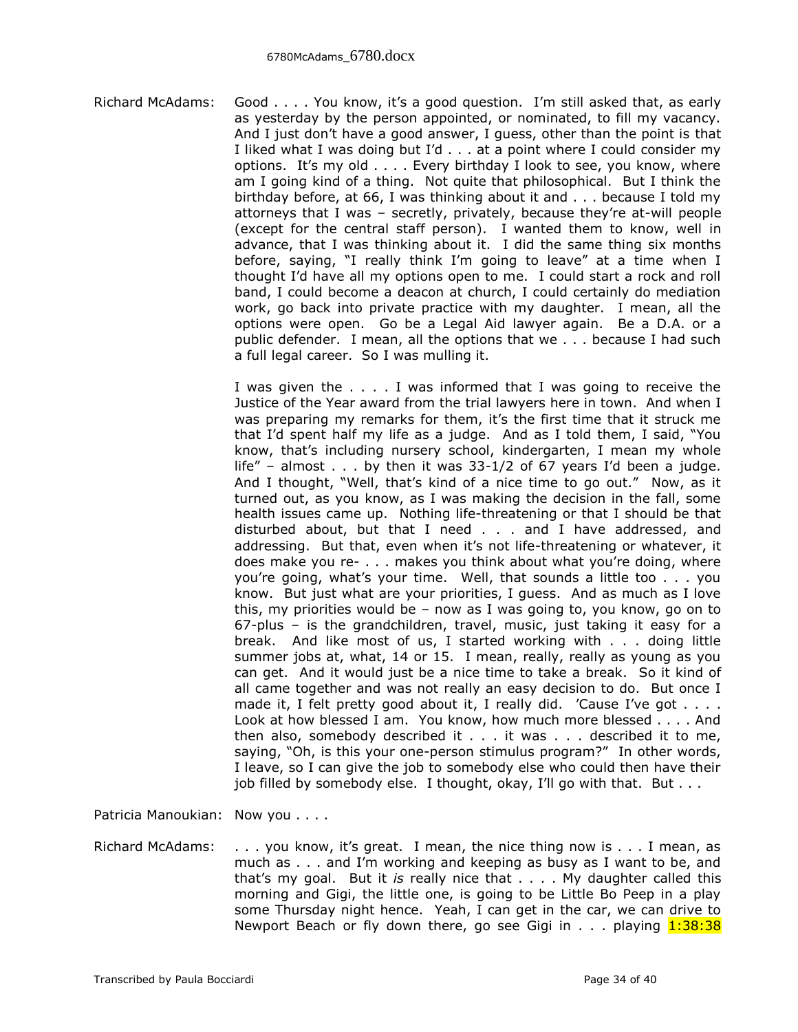Richard McAdams: Good . . . . You know, it's a good question. I'm still asked that, as early as yesterday by the person appointed, or nominated, to fill my vacancy. And I just don't have a good answer, I guess, other than the point is that I liked what I was doing but I'd . . . at a point where I could consider my options. It's my old . . . . Every birthday I look to see, you know, where am I going kind of a thing. Not quite that philosophical. But I think the birthday before, at 66, I was thinking about it and . . . because I told my attorneys that I was – secretly, privately, because they're at-will people (except for the central staff person). I wanted them to know, well in advance, that I was thinking about it. I did the same thing six months before, saying, "I really think I'm going to leave" at a time when I thought I'd have all my options open to me. I could start a rock and roll band, I could become a deacon at church, I could certainly do mediation work, go back into private practice with my daughter. I mean, all the options were open. Go be a Legal Aid lawyer again. Be a D.A. or a public defender. I mean, all the options that we . . . because I had such a full legal career. So I was mulling it.

I was given the . . . . I was informed that I was going to receive the Justice of the Year award from the trial lawyers here in town. And when I was preparing my remarks for them, it's the first time that it struck me that I'd spent half my life as a judge. And as I told them, I said, "You know, that's including nursery school, kindergarten, I mean my whole life" – almost . . . by then it was 33-1/2 of 67 years I'd been a judge. And I thought, "Well, that's kind of a nice time to go out." Now, as it turned out, as you know, as I was making the decision in the fall, some health issues came up. Nothing life-threatening or that I should be that disturbed about, but that I need . . . and I have addressed, and addressing. But that, even when it's not life-threatening or whatever, it does make you re- . . . makes you think about what you're doing, where you're going, what's your time. Well, that sounds a little too . . . you know. But just what are your priorities, I guess. And as much as I love this, my priorities would be – now as I was going to, you know, go on to 67-plus – is the grandchildren, travel, music, just taking it easy for a break. And like most of us, I started working with . . . doing little summer jobs at, what, 14 or 15. I mean, really, really as young as you can get. And it would just be a nice time to take a break. So it kind of all came together and was not really an easy decision to do. But once I made it, I felt pretty good about it, I really did. 'Cause I've got . . . . Look at how blessed I am. You know, how much more blessed . . . . And then also, somebody described it . . . it was . . . described it to me, saying, "Oh, is this your one-person stimulus program?" In other words, I leave, so I can give the job to somebody else who could then have their job filled by somebody else. I thought, okay, I'll go with that. But . . .

Patricia Manoukian: Now you . . . .

Richard McAdams: . . . you know, it's great. I mean, the nice thing now is . . . I mean, as much as . . . and I'm working and keeping as busy as I want to be, and that's my goal. But it *is* really nice that . . . . My daughter called this morning and Gigi, the little one, is going to be Little Bo Peep in a play some Thursday night hence. Yeah, I can get in the car, we can drive to Newport Beach or fly down there, go see Gigi in . . . playing 1:38:38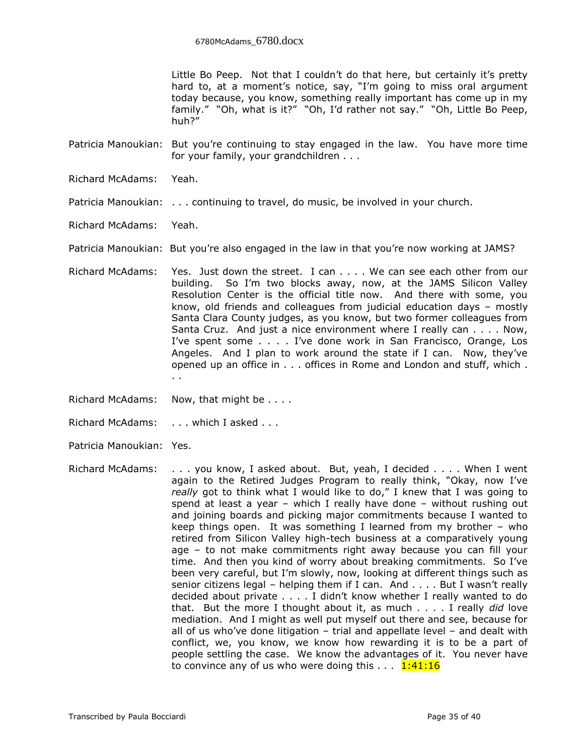Little Bo Peep. Not that I couldn't do that here, but certainly it's pretty hard to, at a moment's notice, say, "I'm going to miss oral argument today because, you know, something really important has come up in my family." "Oh, what is it?" "Oh, I'd rather not say." "Oh, Little Bo Peep, huh?"

Patricia Manoukian: But you're continuing to stay engaged in the law. You have more time for your family, your grandchildren . . .

Richard McAdams: Yeah.

Patricia Manoukian: . . . continuing to travel, do music, be involved in your church.

Richard McAdams: Yeah.

Patricia Manoukian: But you're also engaged in the law in that you're now working at JAMS?

Richard McAdams: Yes. Just down the street. I can . . . . We can see each other from our building. So I'm two blocks away, now, at the JAMS Silicon Valley Resolution Center is the official title now. And there with some, you know, old friends and colleagues from judicial education days – mostly Santa Clara County judges, as you know, but two former colleagues from Santa Cruz. And just a nice environment where I really can . . . . Now, I've spent some . . . . I've done work in San Francisco, Orange, Los Angeles. And I plan to work around the state if I can. Now, they've opened up an office in . . . offices in Rome and London and stuff, which . . .

Richard McAdams: Now, that might be . . . .

Richard McAdams: . . . which I asked . . .

Patricia Manoukian: Yes.

Richard McAdams: . . . you know, I asked about. But, yeah, I decided . . . . When I went again to the Retired Judges Program to really think, "Okay, now I've *really* got to think what I would like to do," I knew that I was going to spend at least a year – which I really have done – without rushing out and joining boards and picking major commitments because I wanted to keep things open. It was something I learned from my brother – who retired from Silicon Valley high-tech business at a comparatively young age – to not make commitments right away because you can fill your time. And then you kind of worry about breaking commitments. So I've been very careful, but I'm slowly, now, looking at different things such as senior citizens legal – helping them if I can. And . . . . But I wasn't really decided about private . . . . I didn't know whether I really wanted to do that. But the more I thought about it, as much . . . . I really *did* love mediation. And I might as well put myself out there and see, because for all of us who've done litigation – trial and appellate level – and dealt with conflict, we, you know, we know how rewarding it is to be a part of people settling the case. We know the advantages of it. You never have to convince any of us who were doing this . . . 1:41:16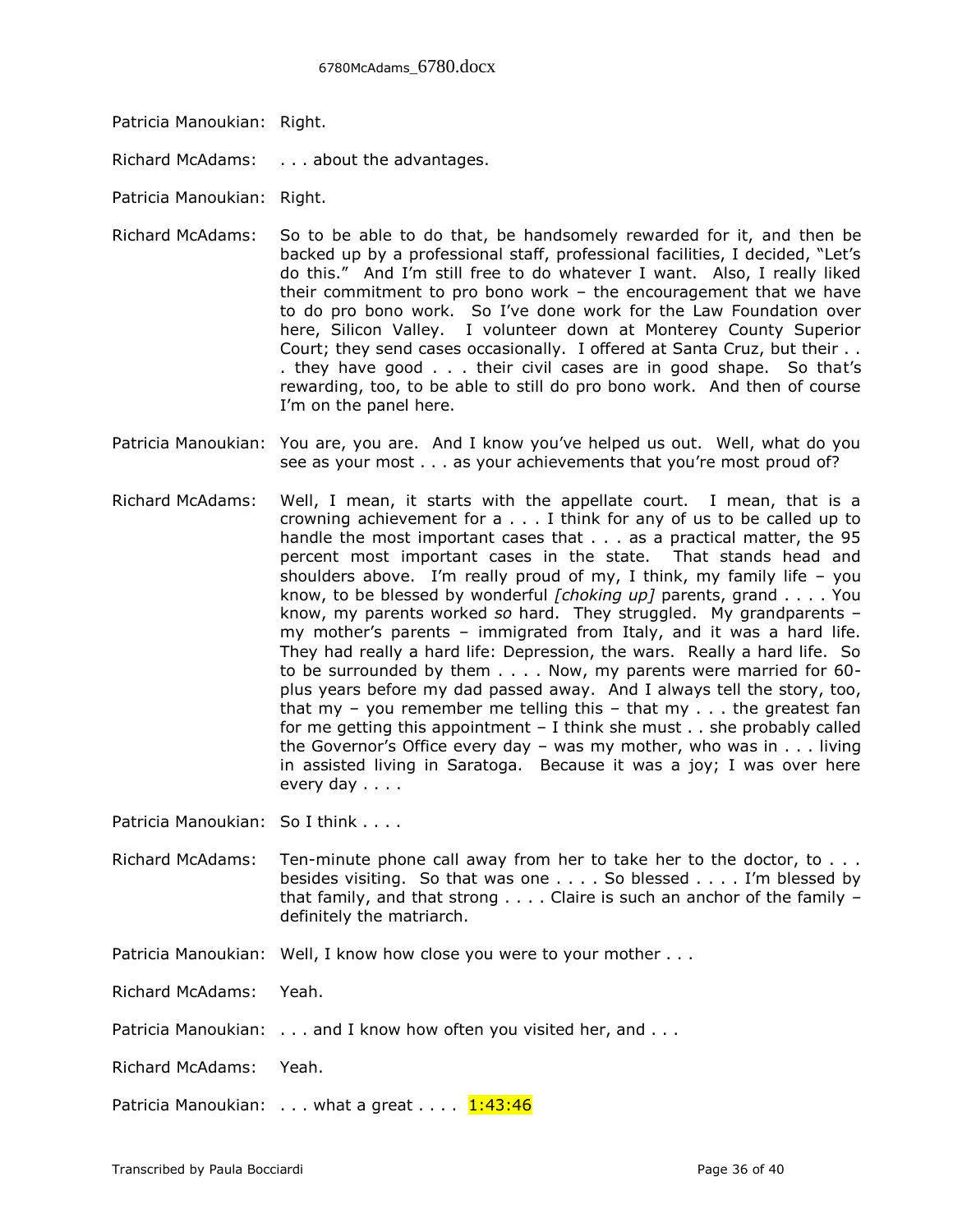Patricia Manoukian: Right.

Richard McAdams: . . . about the advantages.

Patricia Manoukian: Right.

Richard McAdams: So to be able to do that, be handsomely rewarded for it, and then be backed up by a professional staff, professional facilities, I decided, "Let's do this." And I'm still free to do whatever I want. Also, I really liked their commitment to pro bono work – the encouragement that we have to do pro bono work. So I've done work for the Law Foundation over here, Silicon Valley. I volunteer down at Monterey County Superior Court; they send cases occasionally. I offered at Santa Cruz, but their . . . they have good . . . their civil cases are in good shape. So that's rewarding, too, to be able to still do pro bono work. And then of course I'm on the panel here.

Patricia Manoukian: You are, you are. And I know you've helped us out. Well, what do you see as your most . . . as your achievements that you're most proud of?

Richard McAdams: Well, I mean, it starts with the appellate court. I mean, that is a crowning achievement for a . . . I think for any of us to be called up to handle the most important cases that . . . as a practical matter, the 95 percent most important cases in the state. That stands head and shoulders above. I'm really proud of my, I think, my family life – you know, to be blessed by wonderful *[choking up]* parents, grand . . . . You know, my parents worked *so* hard. They struggled. My grandparents – my mother's parents – immigrated from Italy, and it was a hard life. They had really a hard life: Depression, the wars. Really a hard life. So to be surrounded by them . . . . Now, my parents were married for 60-plus years before my dad passed away. And I always tell the story, too, that my – you remember me telling this – that my . . . the greatest fan for me getting this appointment – I think she must . . she probably called the Governor's Office every day – was my mother, who was in . . . living in assisted living in Saratoga. Because it was a joy; I was over here every day . . . .

Patricia Manoukian: So I think . . . .

Richard McAdams: Ten-minute phone call away from her to take her to the doctor, to . . . besides visiting. So that was one . . . . So blessed . . . . I'm blessed by that family, and that strong . . . . Claire is such an anchor of the family – definitely the matriarch.

Patricia Manoukian: Well, I know how close you were to your mother . . .

Richard McAdams: Yeah.

Patricia Manoukian: . . . and I know how often you visited her, and . . .

Richard McAdams: Yeah.

Patricia Manoukian: . . . what a great . . . . 1:43:46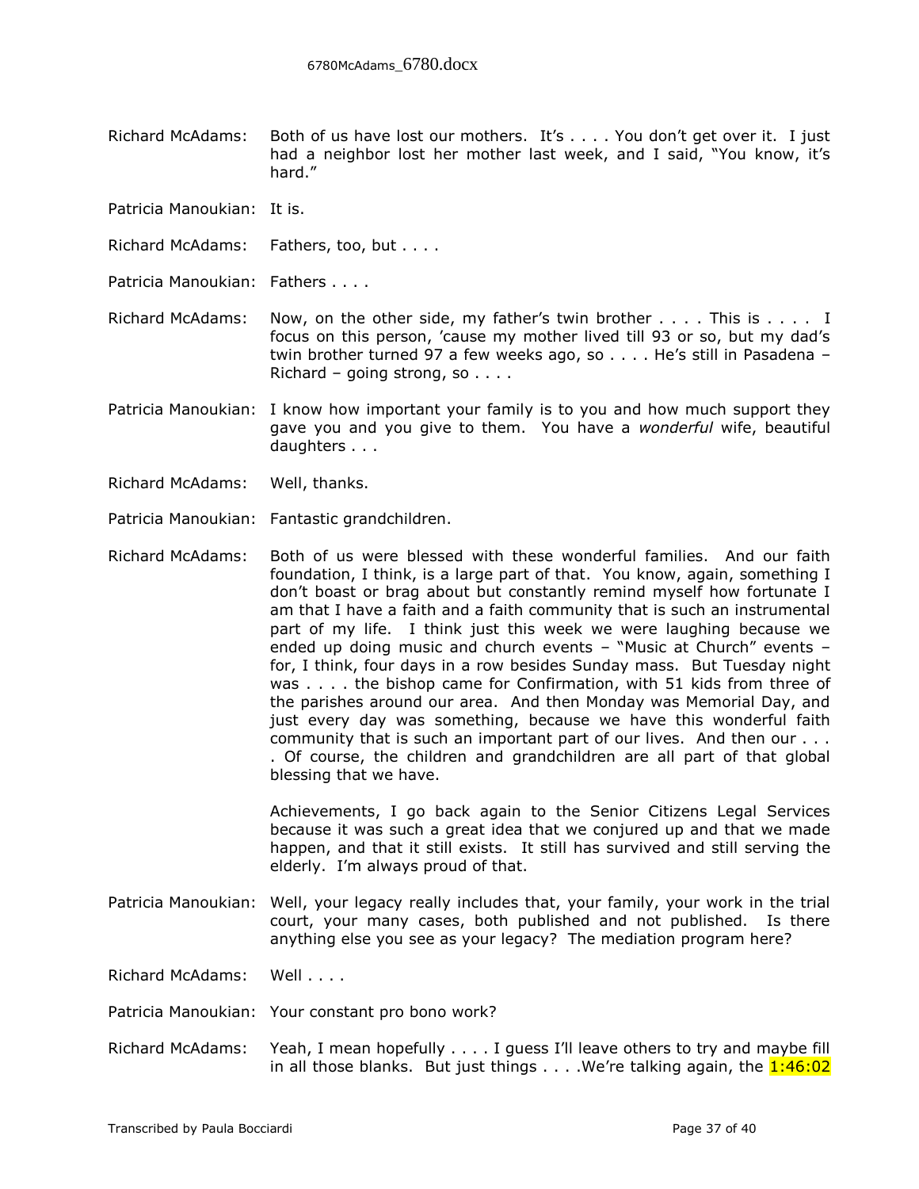Richard McAdams: Both of us have lost our mothers. It's . . . . You don't get over it. I just had a neighbor lost her mother last week, and I said, "You know, it's hard."

Patricia Manoukian: It is.

Richard McAdams: Fathers, too, but . . . .

Patricia Manoukian: Fathers . . . .

Richard McAdams: Now, on the other side, my father's twin brother . . . . This is . . . . I focus on this person, 'cause my mother lived till 93 or so, but my dad's twin brother turned 97 a few weeks ago, so . . . . He's still in Pasadena – Richard – going strong, so . . . .

Patricia Manoukian: I know how important your family is to you and how much support they gave you and you give to them. You have a *wonderful* wife, beautiful daughters . . .

Richard McAdams: Well, thanks.

Patricia Manoukian: Fantastic grandchildren.

Richard McAdams: Both of us were blessed with these wonderful families. And our faith foundation, I think, is a large part of that. You know, again, something I don't boast or brag about but constantly remind myself how fortunate I am that I have a faith and a faith community that is such an instrumental part of my life. I think just this week we were laughing because we ended up doing music and church events – "Music at Church" events – for, I think, four days in a row besides Sunday mass. But Tuesday night was . . . . the bishop came for Confirmation, with 51 kids from three of the parishes around our area. And then Monday was Memorial Day, and just every day was something, because we have this wonderful faith community that is such an important part of our lives. And then our . . . . Of course, the children and grandchildren are all part of that global blessing that we have.

Achievements, I go back again to the Senior Citizens Legal Services because it was such a great idea that we conjured up and that we made happen, and that it still exists. It still has survived and still serving the elderly. I'm always proud of that.

Patricia Manoukian: Well, your legacy really includes that, your family, your work in the trial court, your many cases, both published and not published. Is there anything else you see as your legacy? The mediation program here?

Richard McAdams: Well . . . .

Patricia Manoukian: Your constant pro bono work?

Richard McAdams: Yeah, I mean hopefully . . . . I guess I'll leave others to try and maybe fill in all those blanks. But just things . . . .We're talking again, the 1:46:02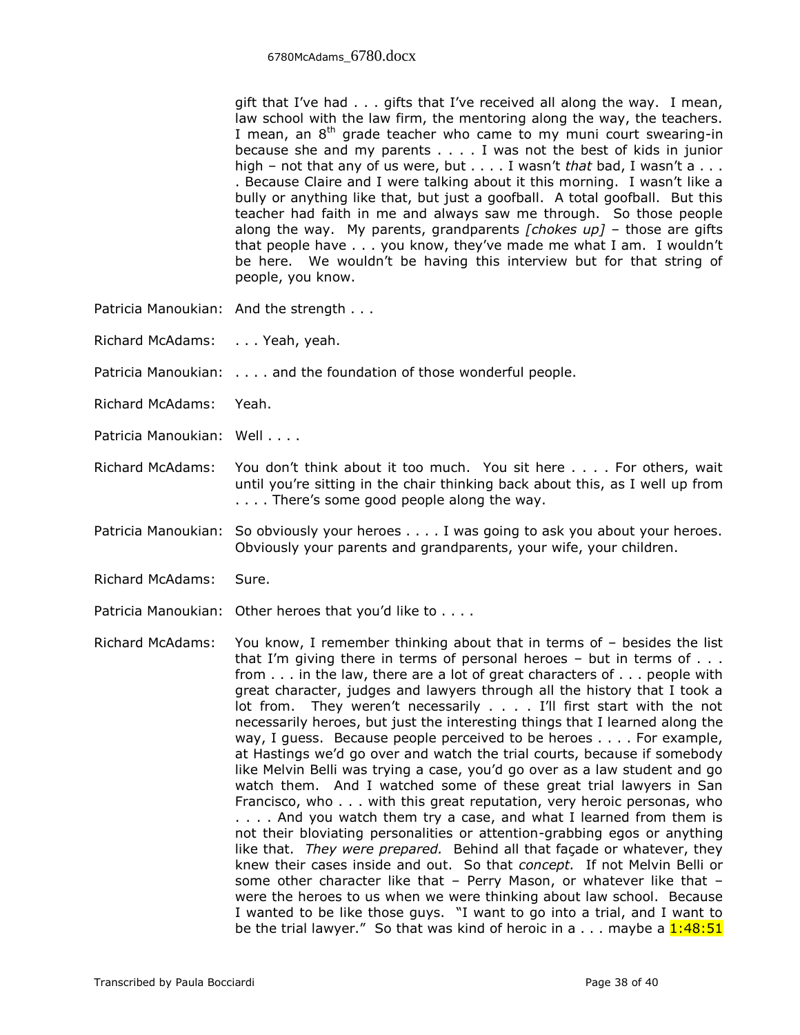gift that I've had . . . gifts that I've received all along the way. I mean, law school with the law firm, the mentoring along the way, the teachers. I mean, an 8th grade teacher who came to my muni court swearing-in because she and my parents . . . . I was not the best of kids in junior high – not that any of us were, but . . . . I wasn't *that* bad, I wasn't a . . . . Because Claire and I were talking about it this morning. I wasn't like a bully or anything like that, but just a goofball. A total goofball. But this teacher had faith in me and always saw me through. So those people along the way. My parents, grandparents *[chokes up]* – those are gifts that people have . . . you know, they've made me what I am. I wouldn't be here. We wouldn't be having this interview but for that string of people, you know.

Patricia Manoukian: And the strength . . .

Richard McAdams: . . . Yeah, yeah.

Patricia Manoukian: . . . . and the foundation of those wonderful people.

Richard McAdams: Yeah.

Patricia Manoukian: Well . . . .

Richard McAdams: You don't think about it too much. You sit here . . . . For others, wait until you're sitting in the chair thinking back about this, as I well up from . . . . There's some good people along the way.

Patricia Manoukian: So obviously your heroes . . . . I was going to ask you about your heroes. Obviously your parents and grandparents, your wife, your children.

Richard McAdams: Sure.

Patricia Manoukian: Other heroes that you'd like to . . . .

Richard McAdams: You know, I remember thinking about that in terms of – besides the list that I'm giving there in terms of personal heroes – but in terms of . . . from . . . in the law, there are a lot of great characters of . . . people with great character, judges and lawyers through all the history that I took a lot from. They weren't necessarily . . . . I'll first start with the not necessarily heroes, but just the interesting things that I learned along the way, I guess. Because people perceived to be heroes . . . . For example, at Hastings we'd go over and watch the trial courts, because if somebody like Melvin Belli was trying a case, you'd go over as a law student and go watch them. And I watched some of these great trial lawyers in San Francisco, who . . . with this great reputation, very heroic personas, who . . . . And you watch them try a case, and what I learned from them is not their bloviating personalities or attention-grabbing egos or anything like that. *They were prepared.* Behind all that façade or whatever, they knew their cases inside and out. So that *concept.* If not Melvin Belli or some other character like that – Perry Mason, or whatever like that – were the heroes to us when we were thinking about law school. Because I wanted to be like those guys. "I want to go into a trial, and I want to be the trial lawyer." So that was kind of heroic in a . . . maybe a 1:48:51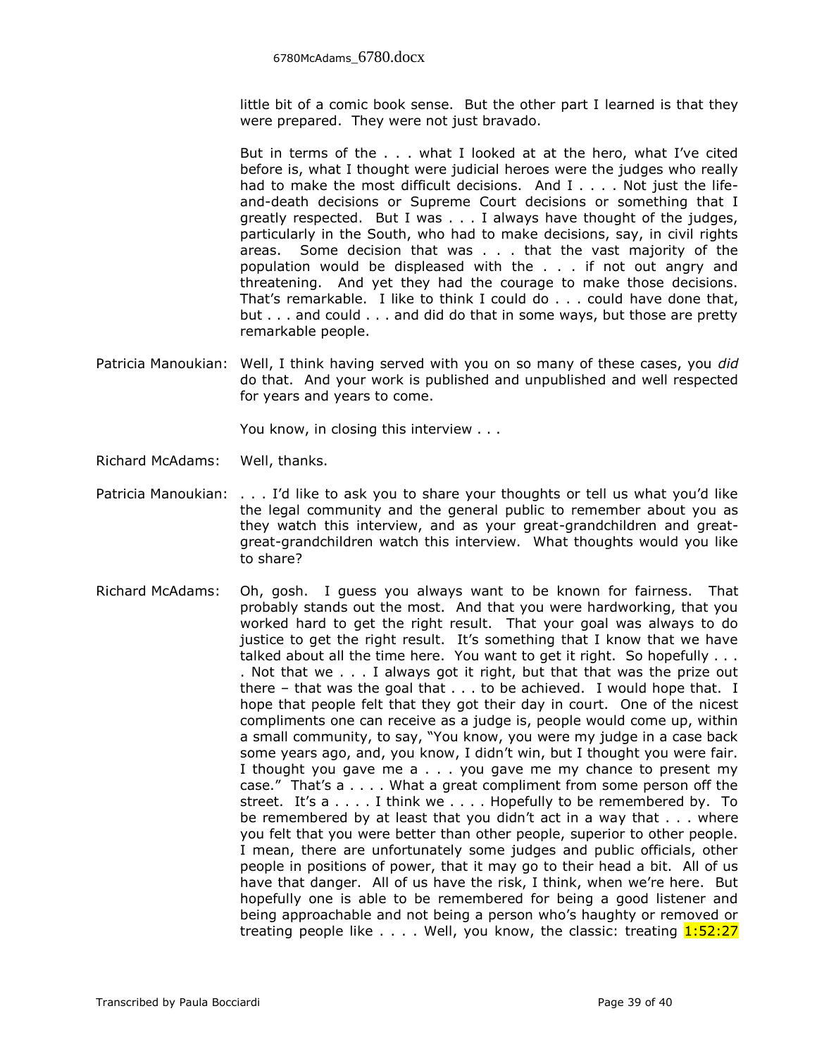little bit of a comic book sense. But the other part I learned is that they were prepared. They were not just bravado.

But in terms of the . . . what I looked at at the hero, what I've cited before is, what I thought were judicial heroes were the judges who really had to make the most difficult decisions. And I . . . . Not just the life-and-death decisions or Supreme Court decisions or something that I greatly respected. But I was . . . I always have thought of the judges, particularly in the South, who had to make decisions, say, in civil rights areas. Some decision that was . . . that the vast majority of the population would be displeased with the . . . if not out angry and threatening. And yet they had the courage to make those decisions. That's remarkable. I like to think I could do . . . could have done that, but . . . and could . . . and did do that in some ways, but those are pretty remarkable people.

Patricia Manoukian: Well, I think having served with you on so many of these cases, you *did* do that. And your work is published and unpublished and well respected for years and years to come.

You know, in closing this interview . . .

Richard McAdams: Well, thanks.

Patricia Manoukian: . . . I'd like to ask you to share your thoughts or tell us what you'd like the legal community and the general public to remember about you as they watch this interview, and as your great-grandchildren and great-great-grandchildren watch this interview. What thoughts would you like to share?

Richard McAdams: Oh, gosh. I guess you always want to be known for fairness. That probably stands out the most. And that you were hardworking, that you worked hard to get the right result. That your goal was always to do justice to get the right result. It's something that I know that we have talked about all the time here. You want to get it right. So hopefully . . . . Not that we . . . I always got it right, but that that was the prize out there – that was the goal that . . . to be achieved. I would hope that. I hope that people felt that they got their day in court. One of the nicest compliments one can receive as a judge is, people would come up, within a small community, to say, "You know, you were my judge in a case back some years ago, and, you know, I didn't win, but I thought you were fair. I thought you gave me a . . . you gave me my chance to present my case." That's a . . . . What a great compliment from some person off the street. It's a . . . . I think we . . . . Hopefully to be remembered by. To be remembered by at least that you didn't act in a way that . . . where you felt that you were better than other people, superior to other people. I mean, there are unfortunately some judges and public officials, other people in positions of power, that it may go to their head a bit. All of us have that danger. All of us have the risk, I think, when we're here. But hopefully one is able to be remembered for being a good listener and being approachable and not being a person who's haughty or removed or treating people like . . . . Well, you know, the classic: treating 1:52:27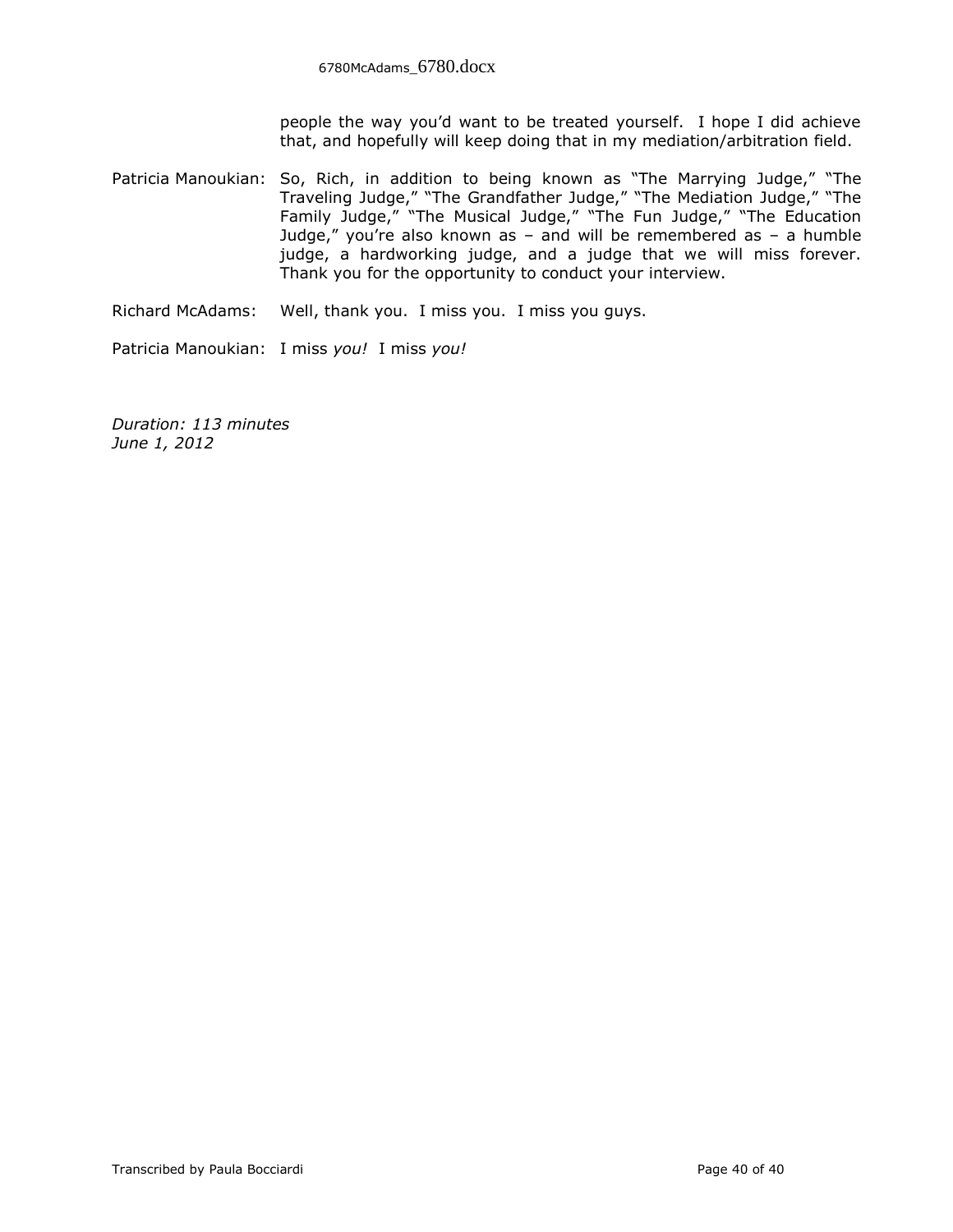people the way you'd want to be treated yourself. I hope I did achieve that, and hopefully will keep doing that in my mediation/arbitration field.

Patricia Manoukian: So, Rich, in addition to being known as "The Marrying Judge," "The Traveling Judge," "The Grandfather Judge," "The Mediation Judge," "The Family Judge," "The Musical Judge," "The Fun Judge," "The Education Judge," you're also known as – and will be remembered as – a humble judge, a hardworking judge, and a judge that we will miss forever. Thank you for the opportunity to conduct your interview.

Richard McAdams: Well, thank you. I miss you. I miss you guys.

Patricia Manoukian: I miss *you!* I miss *you!*

*Duration: 113 minutes*
*June 1, 2012*

Transcribed by Paula Bocciardi